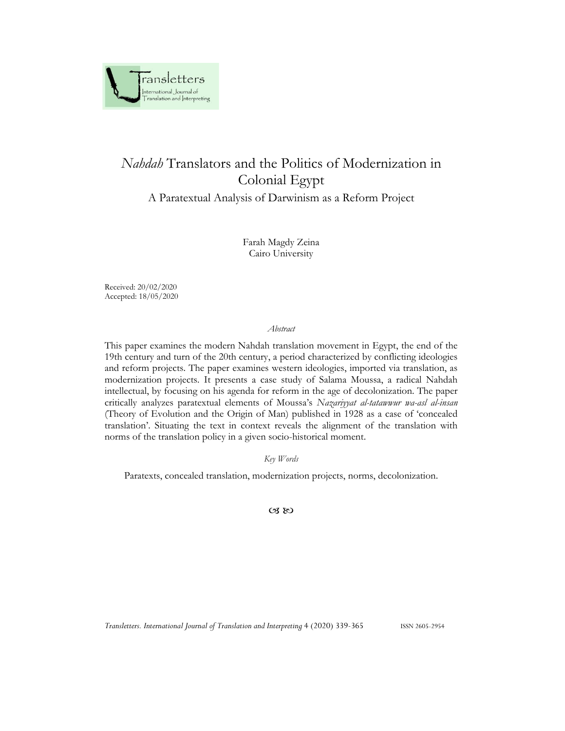# *Nahdah* Translators and the Politics of Modernization in Colonial Egypt

## A Paratextual Analysis of Darwinism as a Reform Project

Farah Magdy Zeina
Cairo University

Received: 20/02/2020
Accepted: 18/05/2020

*Abstract*

This paper examines the modern Nahdah translation movement in Egypt, the end of the 19th century and turn of the 20th century, a period characterized by conflicting ideologies and reform projects. The paper examines western ideologies, imported via translation, as modernization projects. It presents a case study of Salama Moussa, a radical Nahdah intellectual, by focusing on his agenda for reform in the age of decolonization. The paper critically analyzes paratextual elements of Moussa's *Nazariyyat al-tatawwur wa-asl al-insan* (Theory of Evolution and the Origin of Man) published in 1928 as a case of 'concealed translation'. Situating the text in context reveals the alignment of the translation with norms of the translation policy in a given socio-historical moment.

*Key Words*

Paratexts, concealed translation, modernization projects, norms, decolonization.

☙ ❧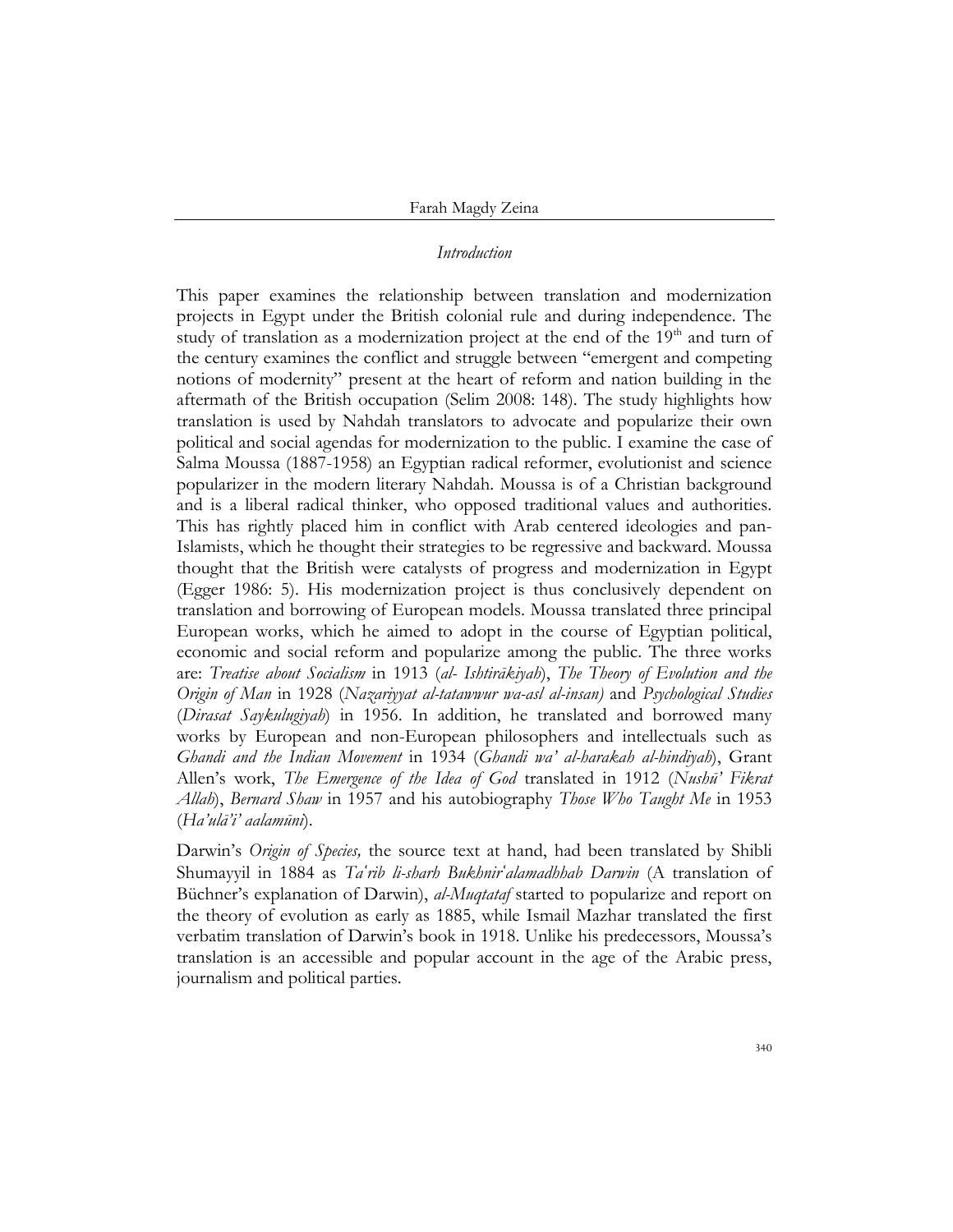## *Introduction*

This paper examines the relationship between translation and modernization projects in Egypt under the British colonial rule and during independence. The study of translation as a modernization project at the end of the 19th and turn of the century examines the conflict and struggle between "emergent and competing notions of modernity" present at the heart of reform and nation building in the aftermath of the British occupation (Selim 2008: 148). The study highlights how translation is used by Nahdah translators to advocate and popularize their own political and social agendas for modernization to the public. I examine the case of Salma Moussa (1887-1958) an Egyptian radical reformer, evolutionist and science popularizer in the modern literary Nahdah. Moussa is of a Christian background and is a liberal radical thinker, who opposed traditional values and authorities. This has rightly placed him in conflict with Arab centered ideologies and pan-Islamists, which he thought their strategies to be regressive and backward. Moussa thought that the British were catalysts of progress and modernization in Egypt (Egger 1986: 5). His modernization project is thus conclusively dependent on translation and borrowing of European models. Moussa translated three principal European works, which he aimed to adopt in the course of Egyptian political, economic and social reform and popularize among the public. The three works are: *Treatise about Socialism* in 1913 (*al- Ishtirākiyah*), *The Theory of Evolution and the Origin of Man* in 1928 (*Nazariyyat al-tatawwur wa-asl al-insan)* and *Psychological Studies* (*Dirasat Saykulugiyah*) in 1956. In addition, he translated and borrowed many works by European and non-European philosophers and intellectuals such as *Ghandi and the Indian Movement* in 1934 (*Ghandi wa' al-harakah al-hindiyah*), Grant Allen's work, *The Emergence of the Idea of God* translated in 1912 (*Nushū' Fikrat Allah*), *Bernard Shaw* in 1957 and his autobiography *Those Who Taught Me* in 1953 (*Ha'ulā'i' aalamūni*).

Darwin's *Origin of Species,* the source text at hand, had been translated by Shibli Shumayyil in 1884 as *Ta'rib li-sharh Bukhnir'alamadhhab Darwin* (A translation of Büchner's explanation of Darwin), *al-Muqtataf* started to popularize and report on the theory of evolution as early as 1885, while Ismail Mazhar translated the first verbatim translation of Darwin's book in 1918. Unlike his predecessors, Moussa's translation is an accessible and popular account in the age of the Arabic press, journalism and political parties.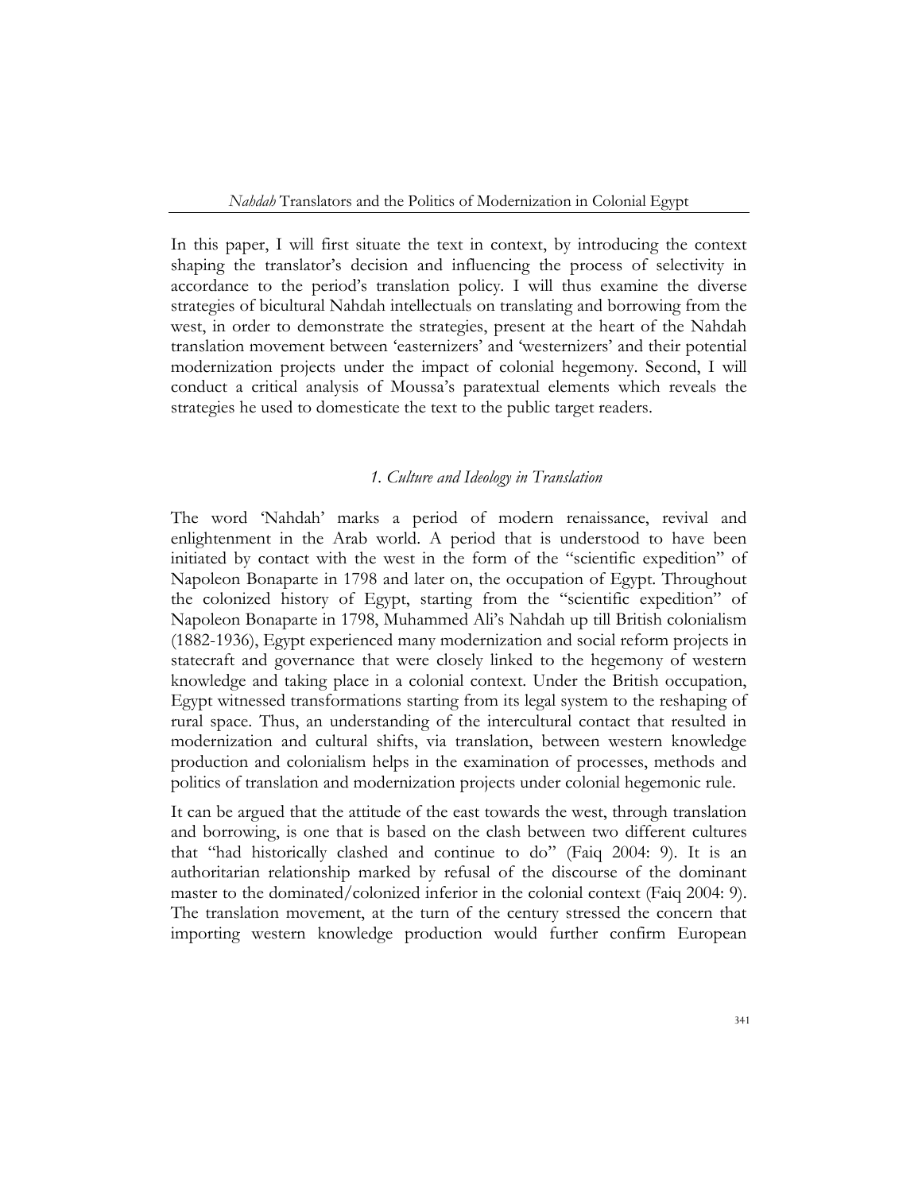In this paper, I will first situate the text in context, by introducing the context shaping the translator's decision and influencing the process of selectivity in accordance to the period's translation policy. I will thus examine the diverse strategies of bicultural Nahdah intellectuals on translating and borrowing from the west, in order to demonstrate the strategies, present at the heart of the Nahdah translation movement between 'easternizers' and 'westernizers' and their potential modernization projects under the impact of colonial hegemony. Second, I will conduct a critical analysis of Moussa's paratextual elements which reveals the strategies he used to domesticate the text to the public target readers.

## *1. Culture and Ideology in Translation*

The word 'Nahdah' marks a period of modern renaissance, revival and enlightenment in the Arab world. A period that is understood to have been initiated by contact with the west in the form of the "scientific expedition" of Napoleon Bonaparte in 1798 and later on, the occupation of Egypt. Throughout the colonized history of Egypt, starting from the "scientific expedition" of Napoleon Bonaparte in 1798, Muhammed Ali's Nahdah up till British colonialism (1882-1936), Egypt experienced many modernization and social reform projects in statecraft and governance that were closely linked to the hegemony of western knowledge and taking place in a colonial context. Under the British occupation, Egypt witnessed transformations starting from its legal system to the reshaping of rural space. Thus, an understanding of the intercultural contact that resulted in modernization and cultural shifts, via translation, between western knowledge production and colonialism helps in the examination of processes, methods and politics of translation and modernization projects under colonial hegemonic rule.

It can be argued that the attitude of the east towards the west, through translation and borrowing, is one that is based on the clash between two different cultures that "had historically clashed and continue to do" (Faiq 2004: 9). It is an authoritarian relationship marked by refusal of the discourse of the dominant master to the dominated/colonized inferior in the colonial context (Faiq 2004: 9). The translation movement, at the turn of the century stressed the concern that importing western knowledge production would further confirm European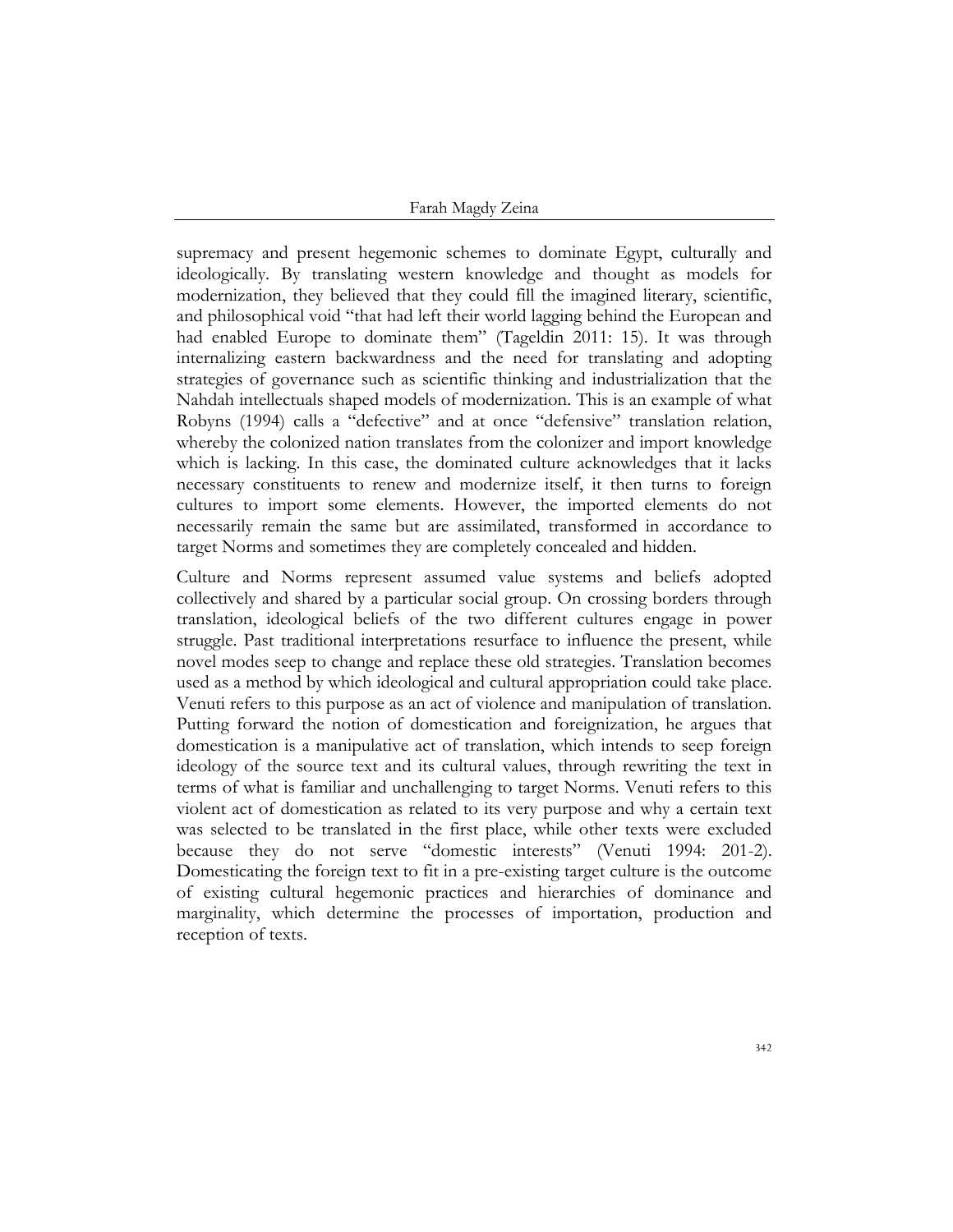supremacy and present hegemonic schemes to dominate Egypt, culturally and ideologically. By translating western knowledge and thought as models for modernization, they believed that they could fill the imagined literary, scientific, and philosophical void "that had left their world lagging behind the European and had enabled Europe to dominate them" (Tageldin 2011: 15). It was through internalizing eastern backwardness and the need for translating and adopting strategies of governance such as scientific thinking and industrialization that the Nahdah intellectuals shaped models of modernization. This is an example of what Robyns (1994) calls a "defective" and at once "defensive" translation relation, whereby the colonized nation translates from the colonizer and import knowledge which is lacking. In this case, the dominated culture acknowledges that it lacks necessary constituents to renew and modernize itself, it then turns to foreign cultures to import some elements. However, the imported elements do not necessarily remain the same but are assimilated, transformed in accordance to target Norms and sometimes they are completely concealed and hidden.

Culture and Norms represent assumed value systems and beliefs adopted collectively and shared by a particular social group. On crossing borders through translation, ideological beliefs of the two different cultures engage in power struggle. Past traditional interpretations resurface to influence the present, while novel modes seep to change and replace these old strategies. Translation becomes used as a method by which ideological and cultural appropriation could take place. Venuti refers to this purpose as an act of violence and manipulation of translation. Putting forward the notion of domestication and foreignization, he argues that domestication is a manipulative act of translation, which intends to seep foreign ideology of the source text and its cultural values, through rewriting the text in terms of what is familiar and unchallenging to target Norms. Venuti refers to this violent act of domestication as related to its very purpose and why a certain text was selected to be translated in the first place, while other texts were excluded because they do not serve "domestic interests" (Venuti 1994: 201-2). Domesticating the foreign text to fit in a pre-existing target culture is the outcome of existing cultural hegemonic practices and hierarchies of dominance and marginality, which determine the processes of importation, production and reception of texts.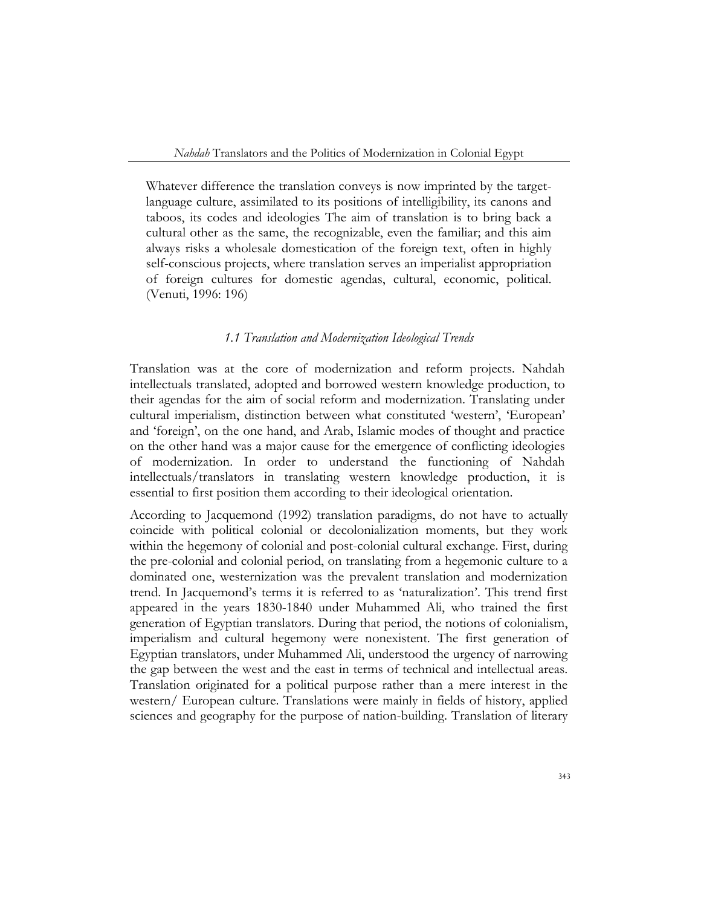> Whatever difference the translation conveys is now imprinted by the target-language culture, assimilated to its positions of intelligibility, its canons and taboos, its codes and ideologies The aim of translation is to bring back a cultural other as the same, the recognizable, even the familiar; and this aim always risks a wholesale domestication of the foreign text, often in highly self-conscious projects, where translation serves an imperialist appropriation of foreign cultures for domestic agendas, cultural, economic, political. (Venuti, 1996: 196)

### *1.1 Translation and Modernization Ideological Trends*

Translation was at the core of modernization and reform projects. Nahdah intellectuals translated, adopted and borrowed western knowledge production, to their agendas for the aim of social reform and modernization. Translating under cultural imperialism, distinction between what constituted 'western', 'European' and 'foreign', on the one hand, and Arab, Islamic modes of thought and practice on the other hand was a major cause for the emergence of conflicting ideologies of modernization. In order to understand the functioning of Nahdah intellectuals/translators in translating western knowledge production, it is essential to first position them according to their ideological orientation.

According to Jacquemond (1992) translation paradigms, do not have to actually coincide with political colonial or decolonialization moments, but they work within the hegemony of colonial and post-colonial cultural exchange. First, during the pre-colonial and colonial period, on translating from a hegemonic culture to a dominated one, westernization was the prevalent translation and modernization trend. In Jacquemond's terms it is referred to as 'naturalization'. This trend first appeared in the years 1830-1840 under Muhammed Ali, who trained the first generation of Egyptian translators. During that period, the notions of colonialism, imperialism and cultural hegemony were nonexistent. The first generation of Egyptian translators, under Muhammed Ali, understood the urgency of narrowing the gap between the west and the east in terms of technical and intellectual areas. Translation originated for a political purpose rather than a mere interest in the western/ European culture. Translations were mainly in fields of history, applied sciences and geography for the purpose of nation-building. Translation of literary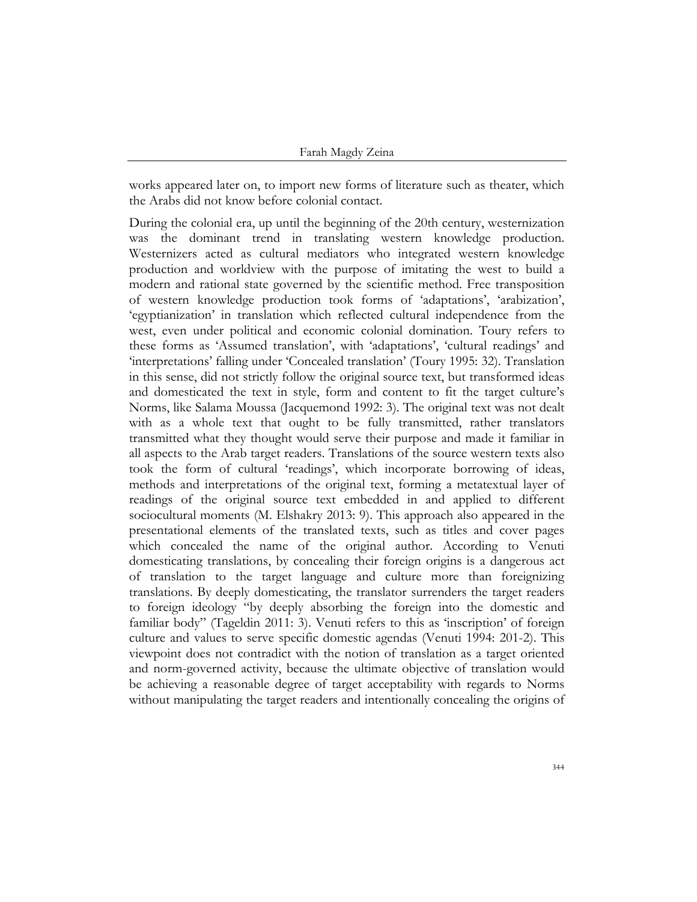works appeared later on, to import new forms of literature such as theater, which the Arabs did not know before colonial contact.

During the colonial era, up until the beginning of the 20th century, westernization was the dominant trend in translating western knowledge production. Westernizers acted as cultural mediators who integrated western knowledge production and worldview with the purpose of imitating the west to build a modern and rational state governed by the scientific method. Free transposition of western knowledge production took forms of 'adaptations', 'arabization', 'egyptianization' in translation which reflected cultural independence from the west, even under political and economic colonial domination. Toury refers to these forms as 'Assumed translation', with 'adaptations', 'cultural readings' and 'interpretations' falling under 'Concealed translation' (Toury 1995: 32). Translation in this sense, did not strictly follow the original source text, but transformed ideas and domesticated the text in style, form and content to fit the target culture's Norms, like Salama Moussa (Jacquemond 1992: 3). The original text was not dealt with as a whole text that ought to be fully transmitted, rather translators transmitted what they thought would serve their purpose and made it familiar in all aspects to the Arab target readers. Translations of the source western texts also took the form of cultural 'readings', which incorporate borrowing of ideas, methods and interpretations of the original text, forming a metatextual layer of readings of the original source text embedded in and applied to different sociocultural moments (M. Elshakry 2013: 9). This approach also appeared in the presentational elements of the translated texts, such as titles and cover pages which concealed the name of the original author. According to Venuti domesticating translations, by concealing their foreign origins is a dangerous act of translation to the target language and culture more than foreignizing translations. By deeply domesticating, the translator surrenders the target readers to foreign ideology "by deeply absorbing the foreign into the domestic and familiar body" (Tageldin 2011: 3). Venuti refers to this as 'inscription' of foreign culture and values to serve specific domestic agendas (Venuti 1994: 201-2). This viewpoint does not contradict with the notion of translation as a target oriented and norm-governed activity, because the ultimate objective of translation would be achieving a reasonable degree of target acceptability with regards to Norms without manipulating the target readers and intentionally concealing the origins of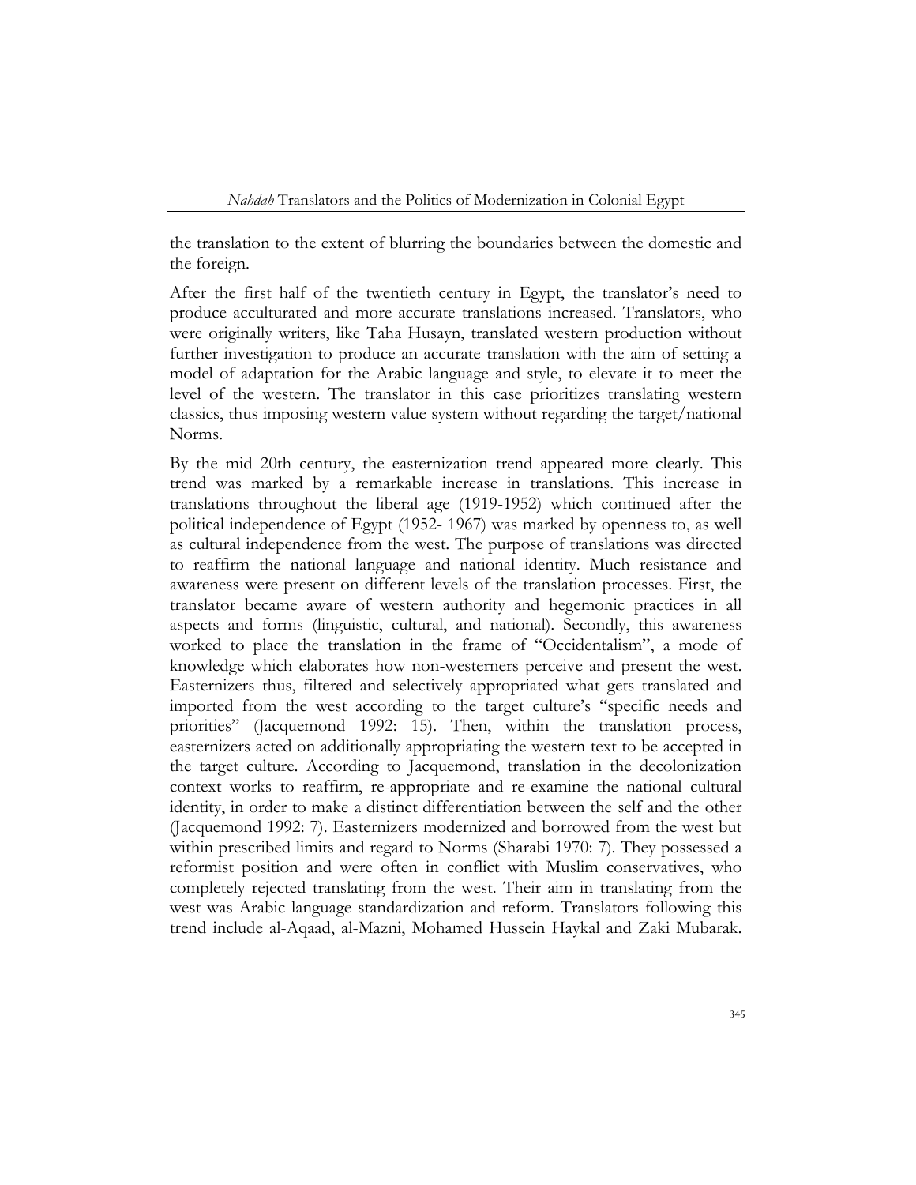the translation to the extent of blurring the boundaries between the domestic and the foreign.

After the first half of the twentieth century in Egypt, the translator's need to produce acculturated and more accurate translations increased. Translators, who were originally writers, like Taha Husayn, translated western production without further investigation to produce an accurate translation with the aim of setting a model of adaptation for the Arabic language and style, to elevate it to meet the level of the western. The translator in this case prioritizes translating western classics, thus imposing western value system without regarding the target/national Norms.

By the mid 20th century, the easternization trend appeared more clearly. This trend was marked by a remarkable increase in translations. This increase in translations throughout the liberal age (1919-1952) which continued after the political independence of Egypt (1952- 1967) was marked by openness to, as well as cultural independence from the west. The purpose of translations was directed to reaffirm the national language and national identity. Much resistance and awareness were present on different levels of the translation processes. First, the translator became aware of western authority and hegemonic practices in all aspects and forms (linguistic, cultural, and national). Secondly, this awareness worked to place the translation in the frame of "Occidentalism", a mode of knowledge which elaborates how non-westerners perceive and present the west. Easternizers thus, filtered and selectively appropriated what gets translated and imported from the west according to the target culture's "specific needs and priorities" (Jacquemond 1992: 15). Then, within the translation process, easternizers acted on additionally appropriating the western text to be accepted in the target culture. According to Jacquemond, translation in the decolonization context works to reaffirm, re-appropriate and re-examine the national cultural identity, in order to make a distinct differentiation between the self and the other (Jacquemond 1992: 7). Easternizers modernized and borrowed from the west but within prescribed limits and regard to Norms (Sharabi 1970: 7). They possessed a reformist position and were often in conflict with Muslim conservatives, who completely rejected translating from the west. Their aim in translating from the west was Arabic language standardization and reform. Translators following this trend include al-Aqaad, al-Mazni, Mohamed Hussein Haykal and Zaki Mubarak.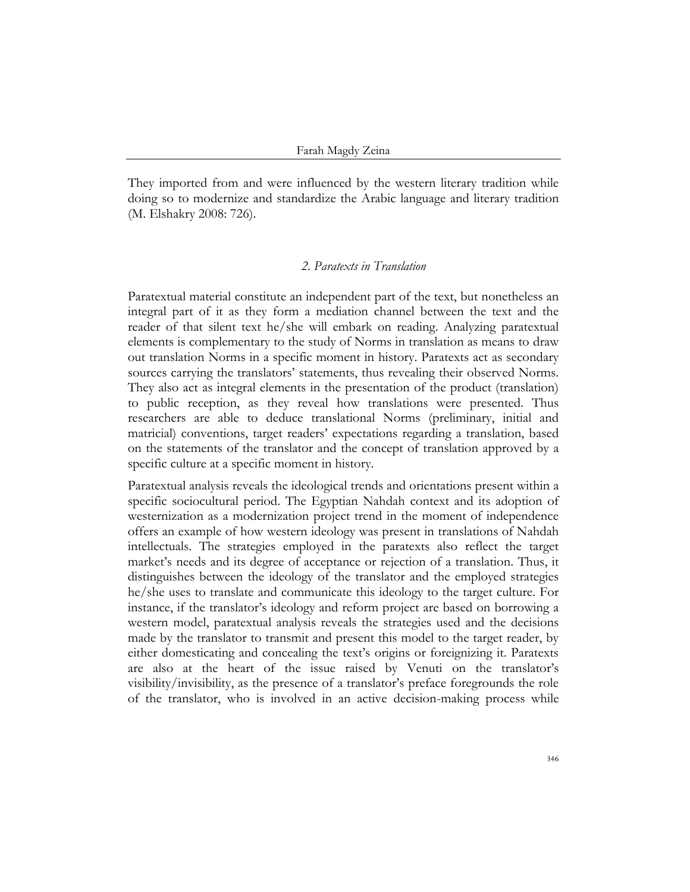They imported from and were influenced by the western literary tradition while doing so to modernize and standardize the Arabic language and literary tradition (M. Elshakry 2008: 726).

## *2. Paratexts in Translation*

Paratextual material constitute an independent part of the text, but nonetheless an integral part of it as they form a mediation channel between the text and the reader of that silent text he/she will embark on reading. Analyzing paratextual elements is complementary to the study of Norms in translation as means to draw out translation Norms in a specific moment in history. Paratexts act as secondary sources carrying the translators' statements, thus revealing their observed Norms. They also act as integral elements in the presentation of the product (translation) to public reception, as they reveal how translations were presented. Thus researchers are able to deduce translational Norms (preliminary, initial and matricial) conventions, target readers' expectations regarding a translation, based on the statements of the translator and the concept of translation approved by a specific culture at a specific moment in history.

Paratextual analysis reveals the ideological trends and orientations present within a specific sociocultural period. The Egyptian Nahdah context and its adoption of westernization as a modernization project trend in the moment of independence offers an example of how western ideology was present in translations of Nahdah intellectuals. The strategies employed in the paratexts also reflect the target market's needs and its degree of acceptance or rejection of a translation. Thus, it distinguishes between the ideology of the translator and the employed strategies he/she uses to translate and communicate this ideology to the target culture. For instance, if the translator's ideology and reform project are based on borrowing a western model, paratextual analysis reveals the strategies used and the decisions made by the translator to transmit and present this model to the target reader, by either domesticating and concealing the text's origins or foreignizing it. Paratexts are also at the heart of the issue raised by Venuti on the translator's visibility/invisibility, as the presence of a translator's preface foregrounds the role of the translator, who is involved in an active decision-making process while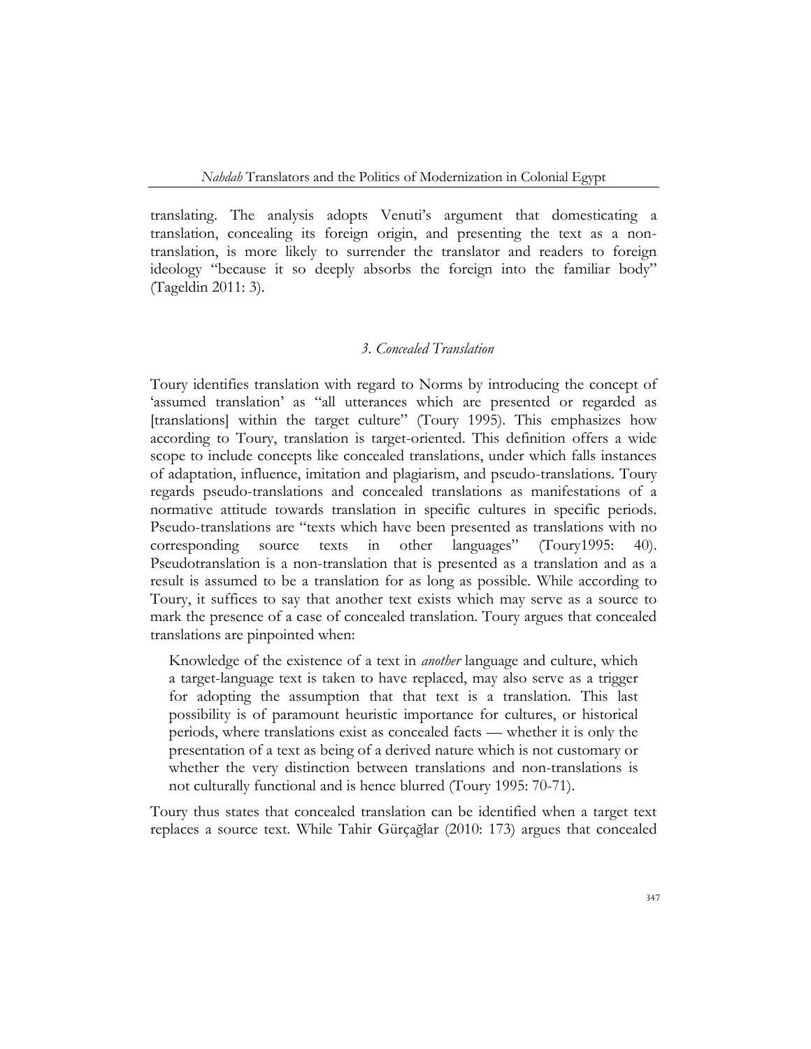translating. The analysis adopts Venuti's argument that domesticating a translation, concealing its foreign origin, and presenting the text as a non-translation, is more likely to surrender the translator and readers to foreign ideology "because it so deeply absorbs the foreign into the familiar body" (Tageldin 2011: 3).

### *3. Concealed Translation*

Toury identifies translation with regard to Norms by introducing the concept of 'assumed translation' as "all utterances which are presented or regarded as [translations] within the target culture" (Toury 1995). This emphasizes how according to Toury, translation is target-oriented. This definition offers a wide scope to include concepts like concealed translations, under which falls instances of adaptation, influence, imitation and plagiarism, and pseudo-translations. Toury regards pseudo-translations and concealed translations as manifestations of a normative attitude towards translation in specific cultures in specific periods. Pseudo-translations are "texts which have been presented as translations with no corresponding source texts in other languages" (Toury1995: 40). Pseudotranslation is a non-translation that is presented as a translation and as a result is assumed to be a translation for as long as possible. While according to Toury, it suffices to say that another text exists which may serve as a source to mark the presence of a case of concealed translation. Toury argues that concealed translations are pinpointed when:

> Knowledge of the existence of a text in *another* language and culture, which a target-language text is taken to have replaced, may also serve as a trigger for adopting the assumption that that text is a translation. This last possibility is of paramount heuristic importance for cultures, or historical periods, where translations exist as concealed facts — whether it is only the presentation of a text as being of a derived nature which is not customary or whether the very distinction between translations and non-translations is not culturally functional and is hence blurred (Toury 1995: 70-71).

Toury thus states that concealed translation can be identified when a target text replaces a source text. While Tahir Gürçağlar (2010: 173) argues that concealed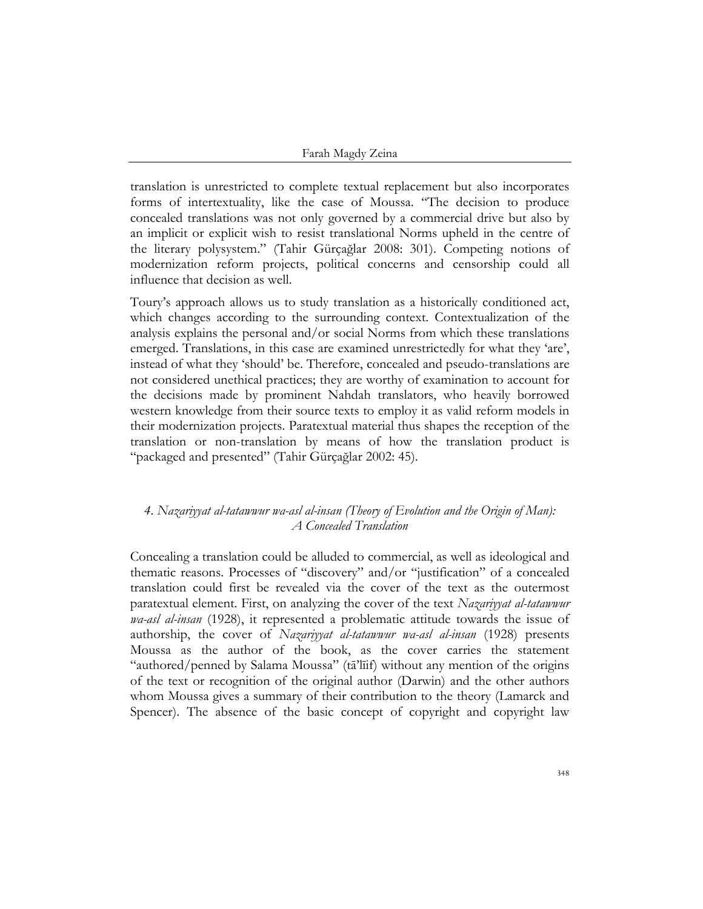translation is unrestricted to complete textual replacement but also incorporates forms of intertextuality, like the case of Moussa. "The decision to produce concealed translations was not only governed by a commercial drive but also by an implicit or explicit wish to resist translational Norms upheld in the centre of the literary polysystem." (Tahir Gürçağlar 2008: 301). Competing notions of modernization reform projects, political concerns and censorship could all influence that decision as well.

Toury's approach allows us to study translation as a historically conditioned act, which changes according to the surrounding context. Contextualization of the analysis explains the personal and/or social Norms from which these translations emerged. Translations, in this case are examined unrestrictedly for what they 'are', instead of what they 'should' be. Therefore, concealed and pseudo-translations are not considered unethical practices; they are worthy of examination to account for the decisions made by prominent Nahdah translators, who heavily borrowed western knowledge from their source texts to employ it as valid reform models in their modernization projects. Paratextual material thus shapes the reception of the translation or non-translation by means of how the translation product is "packaged and presented" (Tahir Gürçağlar 2002: 45).

## *4. Nazariyyat al-tatawwur wa-asl al-insan (Theory of Evolution and the Origin of Man): A Concealed Translation*

Concealing a translation could be alluded to commercial, as well as ideological and thematic reasons. Processes of "discovery" and/or "justification" of a concealed translation could first be revealed via the cover of the text as the outermost paratextual element. First, on analyzing the cover of the text *Nazariyyat al-tatawwur wa-asl al-insan* (1928), it represented a problematic attitude towards the issue of authorship, the cover of *Nazariyyat al-tatawwur wa-asl al-insan* (1928) presents Moussa as the author of the book, as the cover carries the statement "authored/penned by Salama Moussa" (tā'līf) without any mention of the origins of the text or recognition of the original author (Darwin) and the other authors whom Moussa gives a summary of their contribution to the theory (Lamarck and Spencer). The absence of the basic concept of copyright and copyright law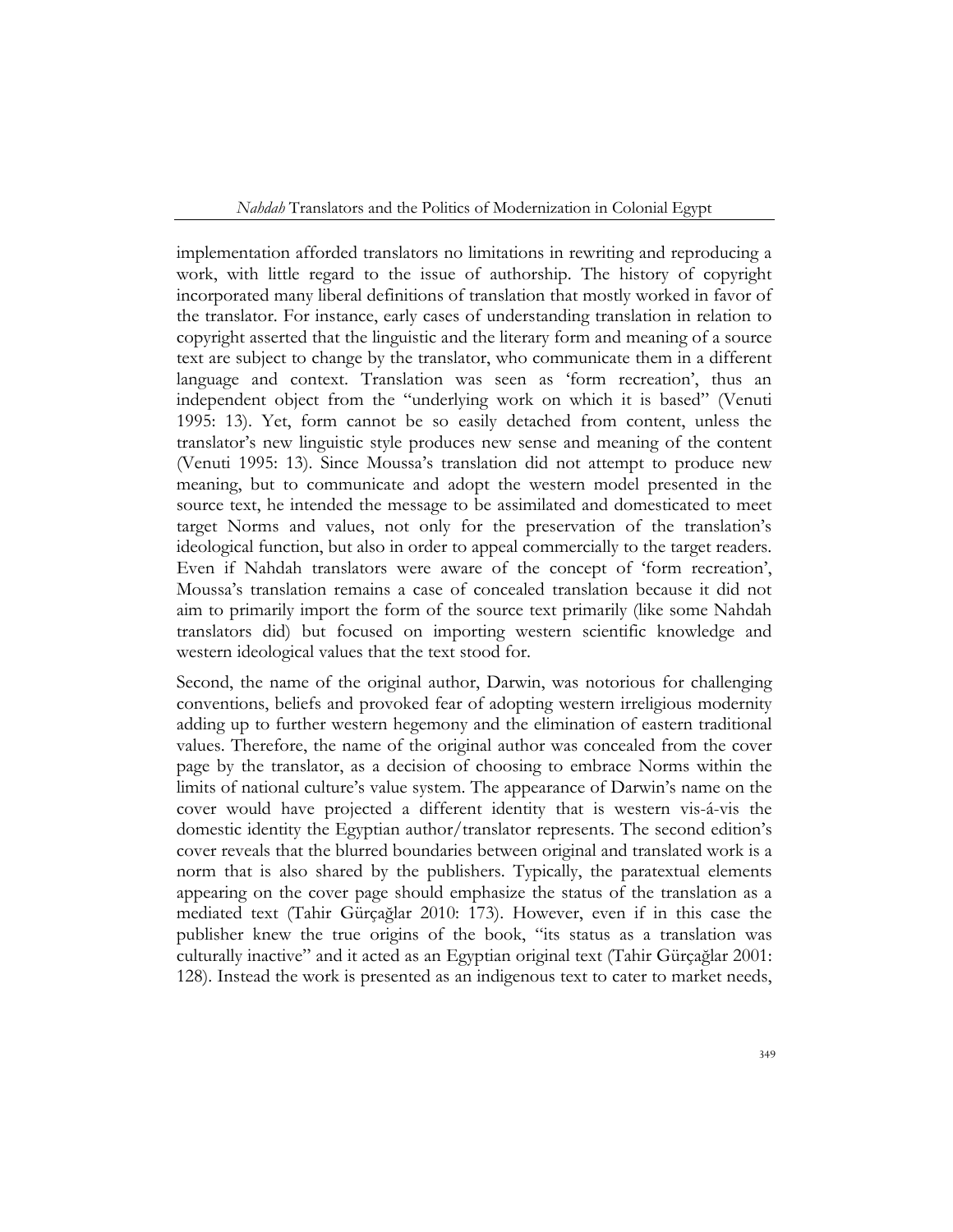implementation afforded translators no limitations in rewriting and reproducing a work, with little regard to the issue of authorship. The history of copyright incorporated many liberal definitions of translation that mostly worked in favor of the translator. For instance, early cases of understanding translation in relation to copyright asserted that the linguistic and the literary form and meaning of a source text are subject to change by the translator, who communicate them in a different language and context. Translation was seen as 'form recreation', thus an independent object from the "underlying work on which it is based" (Venuti 1995: 13). Yet, form cannot be so easily detached from content, unless the translator's new linguistic style produces new sense and meaning of the content (Venuti 1995: 13). Since Moussa's translation did not attempt to produce new meaning, but to communicate and adopt the western model presented in the source text, he intended the message to be assimilated and domesticated to meet target Norms and values, not only for the preservation of the translation's ideological function, but also in order to appeal commercially to the target readers. Even if Nahdah translators were aware of the concept of 'form recreation', Moussa's translation remains a case of concealed translation because it did not aim to primarily import the form of the source text primarily (like some Nahdah translators did) but focused on importing western scientific knowledge and western ideological values that the text stood for.

Second, the name of the original author, Darwin, was notorious for challenging conventions, beliefs and provoked fear of adopting western irreligious modernity adding up to further western hegemony and the elimination of eastern traditional values. Therefore, the name of the original author was concealed from the cover page by the translator, as a decision of choosing to embrace Norms within the limits of national culture's value system. The appearance of Darwin's name on the cover would have projected a different identity that is western vis-á-vis the domestic identity the Egyptian author/translator represents. The second edition's cover reveals that the blurred boundaries between original and translated work is a norm that is also shared by the publishers. Typically, the paratextual elements appearing on the cover page should emphasize the status of the translation as a mediated text (Tahir Gürçağlar 2010: 173). However, even if in this case the publisher knew the true origins of the book, "its status as a translation was culturally inactive" and it acted as an Egyptian original text (Tahir Gürçağlar 2001: 128). Instead the work is presented as an indigenous text to cater to market needs,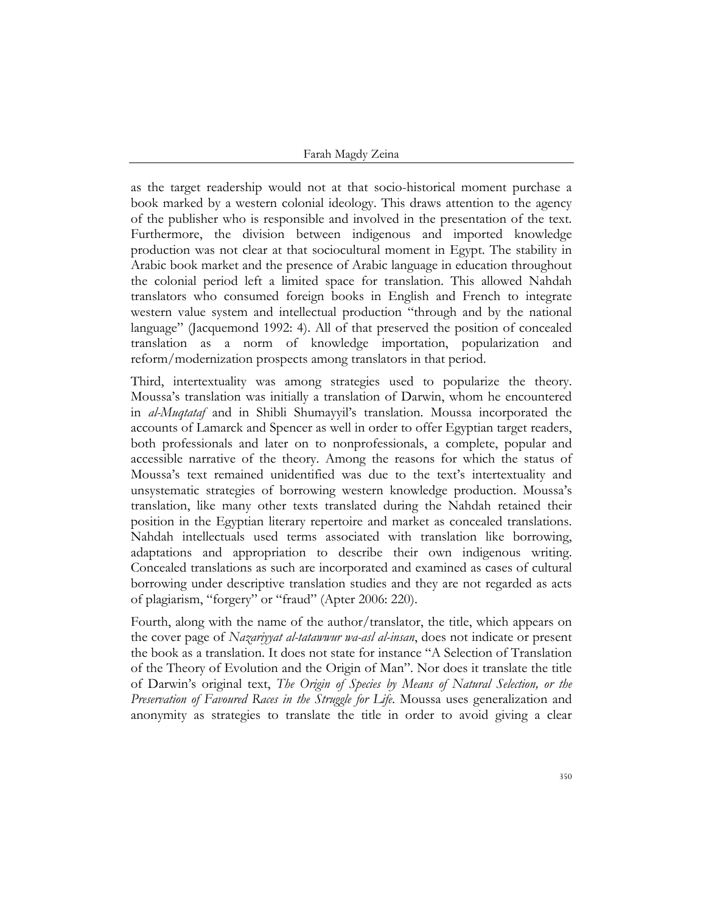as the target readership would not at that socio-historical moment purchase a book marked by a western colonial ideology. This draws attention to the agency of the publisher who is responsible and involved in the presentation of the text. Furthermore, the division between indigenous and imported knowledge production was not clear at that sociocultural moment in Egypt. The stability in Arabic book market and the presence of Arabic language in education throughout the colonial period left a limited space for translation. This allowed Nahdah translators who consumed foreign books in English and French to integrate western value system and intellectual production "through and by the national language" (Jacquemond 1992: 4). All of that preserved the position of concealed translation as a norm of knowledge importation, popularization and reform/modernization prospects among translators in that period.

Third, intertextuality was among strategies used to popularize the theory. Moussa's translation was initially a translation of Darwin, whom he encountered in *al-Muqtataf* and in Shibli Shumayyil's translation. Moussa incorporated the accounts of Lamarck and Spencer as well in order to offer Egyptian target readers, both professionals and later on to nonprofessionals, a complete, popular and accessible narrative of the theory. Among the reasons for which the status of Moussa's text remained unidentified was due to the text's intertextuality and unsystematic strategies of borrowing western knowledge production. Moussa's translation, like many other texts translated during the Nahdah retained their position in the Egyptian literary repertoire and market as concealed translations. Nahdah intellectuals used terms associated with translation like borrowing, adaptations and appropriation to describe their own indigenous writing. Concealed translations as such are incorporated and examined as cases of cultural borrowing under descriptive translation studies and they are not regarded as acts of plagiarism, "forgery" or "fraud" (Apter 2006: 220).

Fourth, along with the name of the author/translator, the title, which appears on the cover page of *Nazariyyat al-tatawwur wa-asl al-insan*, does not indicate or present the book as a translation. It does not state for instance "A Selection of Translation of the Theory of Evolution and the Origin of Man". Nor does it translate the title of Darwin's original text, *The Origin of Species by Means of Natural Selection, or the Preservation of Favoured Races in the Struggle for Life*. Moussa uses generalization and anonymity as strategies to translate the title in order to avoid giving a clear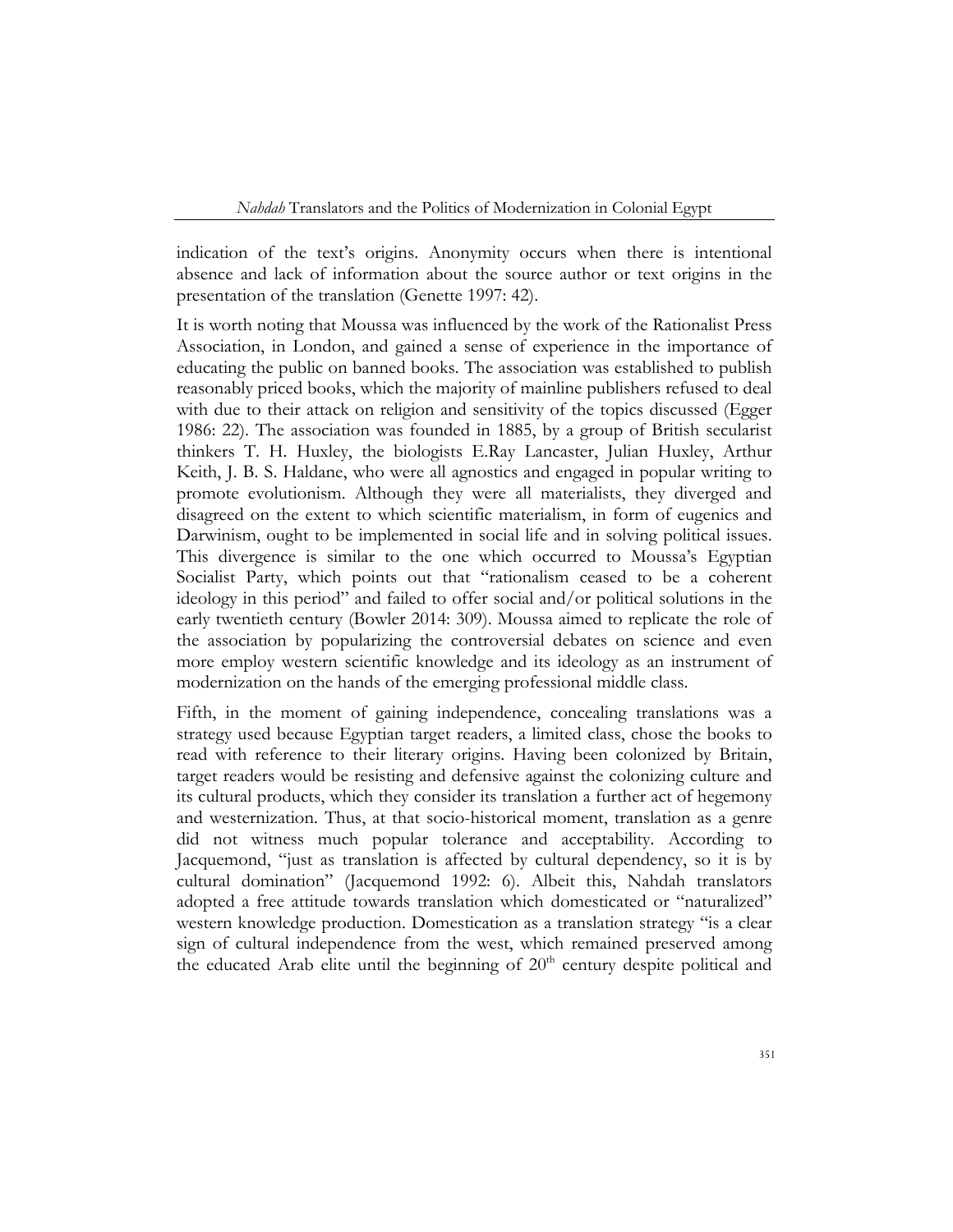indication of the text's origins. Anonymity occurs when there is intentional absence and lack of information about the source author or text origins in the presentation of the translation (Genette 1997: 42).

It is worth noting that Moussa was influenced by the work of the Rationalist Press Association, in London, and gained a sense of experience in the importance of educating the public on banned books. The association was established to publish reasonably priced books, which the majority of mainline publishers refused to deal with due to their attack on religion and sensitivity of the topics discussed (Egger 1986: 22). The association was founded in 1885, by a group of British secularist thinkers T. H. Huxley, the biologists E.Ray Lancaster, Julian Huxley, Arthur Keith, J. B. S. Haldane, who were all agnostics and engaged in popular writing to promote evolutionism. Although they were all materialists, they diverged and disagreed on the extent to which scientific materialism, in form of eugenics and Darwinism, ought to be implemented in social life and in solving political issues. This divergence is similar to the one which occurred to Moussa's Egyptian Socialist Party, which points out that "rationalism ceased to be a coherent ideology in this period" and failed to offer social and/or political solutions in the early twentieth century (Bowler 2014: 309). Moussa aimed to replicate the role of the association by popularizing the controversial debates on science and even more employ western scientific knowledge and its ideology as an instrument of modernization on the hands of the emerging professional middle class.

Fifth, in the moment of gaining independence, concealing translations was a strategy used because Egyptian target readers, a limited class, chose the books to read with reference to their literary origins. Having been colonized by Britain, target readers would be resisting and defensive against the colonizing culture and its cultural products, which they consider its translation a further act of hegemony and westernization. Thus, at that socio-historical moment, translation as a genre did not witness much popular tolerance and acceptability. According to Jacquemond, "just as translation is affected by cultural dependency, so it is by cultural domination" (Jacquemond 1992: 6). Albeit this, Nahdah translators adopted a free attitude towards translation which domesticated or "naturalized" western knowledge production. Domestication as a translation strategy "is a clear sign of cultural independence from the west, which remained preserved among the educated Arab elite until the beginning of 20th century despite political and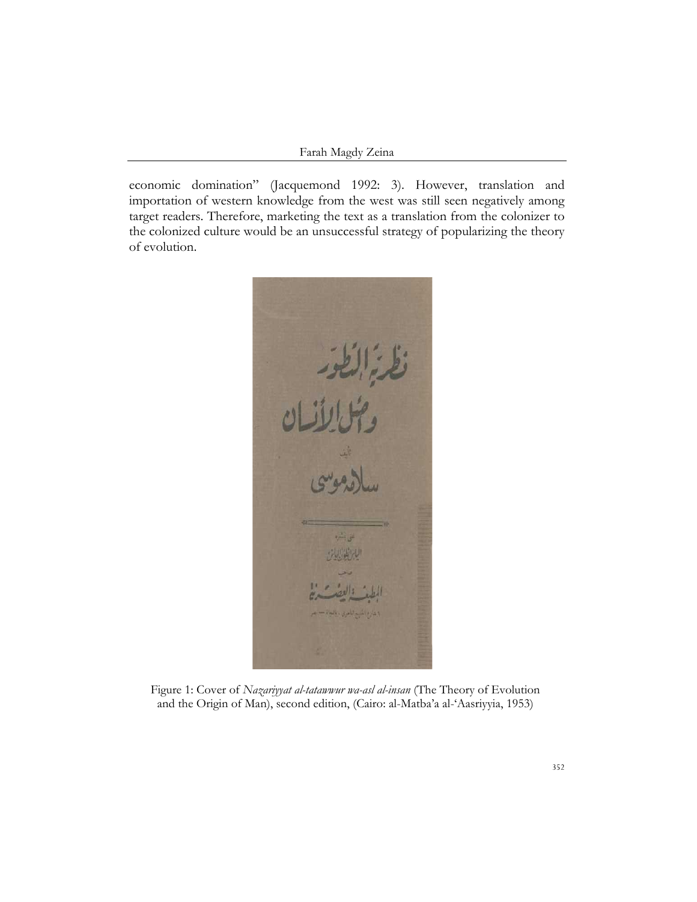economic domination" (Jacquemond 1992: 3). However, translation and importation of western knowledge from the west was still seen negatively among target readers. Therefore, marketing the text as a translation from the colonizer to the colonized culture would be an unsuccessful strategy of popularizing the theory of evolution.

Figure 1: Cover of *Nazariyyat al-tatawwur wa-asl al-insan* (The Theory of Evolution and the Origin of Man), second edition, (Cairo: al-Matba'a al-'Aasriyyia, 1953)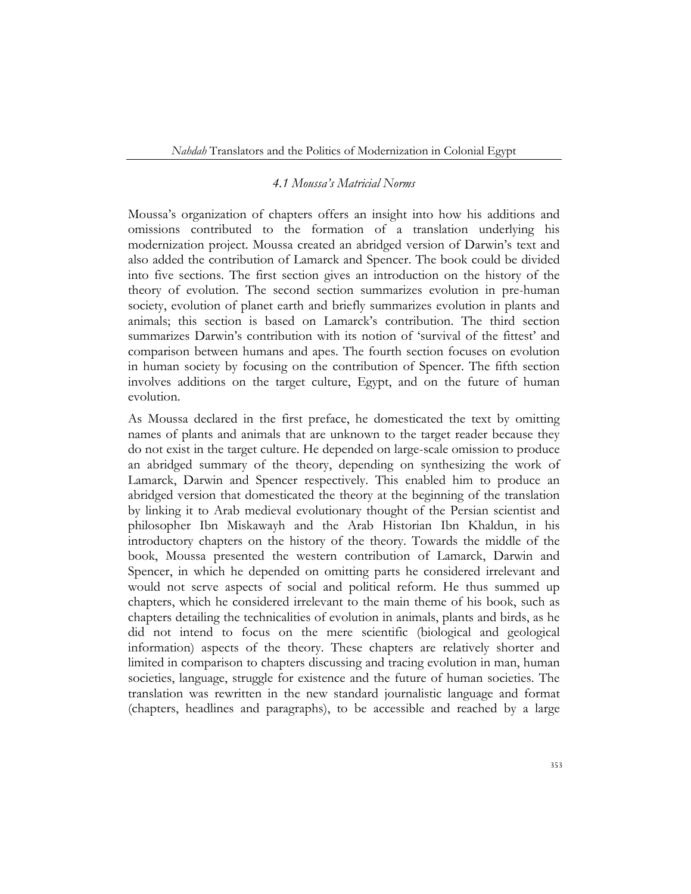### *4.1 Moussa's Matricial Norms*

Moussa's organization of chapters offers an insight into how his additions and omissions contributed to the formation of a translation underlying his modernization project. Moussa created an abridged version of Darwin's text and also added the contribution of Lamarck and Spencer. The book could be divided into five sections. The first section gives an introduction on the history of the theory of evolution. The second section summarizes evolution in pre-human society, evolution of planet earth and briefly summarizes evolution in plants and animals; this section is based on Lamarck's contribution. The third section summarizes Darwin's contribution with its notion of 'survival of the fittest' and comparison between humans and apes. The fourth section focuses on evolution in human society by focusing on the contribution of Spencer. The fifth section involves additions on the target culture, Egypt, and on the future of human evolution.

As Moussa declared in the first preface, he domesticated the text by omitting names of plants and animals that are unknown to the target reader because they do not exist in the target culture. He depended on large-scale omission to produce an abridged summary of the theory, depending on synthesizing the work of Lamarck, Darwin and Spencer respectively. This enabled him to produce an abridged version that domesticated the theory at the beginning of the translation by linking it to Arab medieval evolutionary thought of the Persian scientist and philosopher Ibn Miskawayh and the Arab Historian Ibn Khaldun, in his introductory chapters on the history of the theory. Towards the middle of the book, Moussa presented the western contribution of Lamarck, Darwin and Spencer, in which he depended on omitting parts he considered irrelevant and would not serve aspects of social and political reform. He thus summed up chapters, which he considered irrelevant to the main theme of his book, such as chapters detailing the technicalities of evolution in animals, plants and birds, as he did not intend to focus on the mere scientific (biological and geological information) aspects of the theory. These chapters are relatively shorter and limited in comparison to chapters discussing and tracing evolution in man, human societies, language, struggle for existence and the future of human societies. The translation was rewritten in the new standard journalistic language and format (chapters, headlines and paragraphs), to be accessible and reached by a large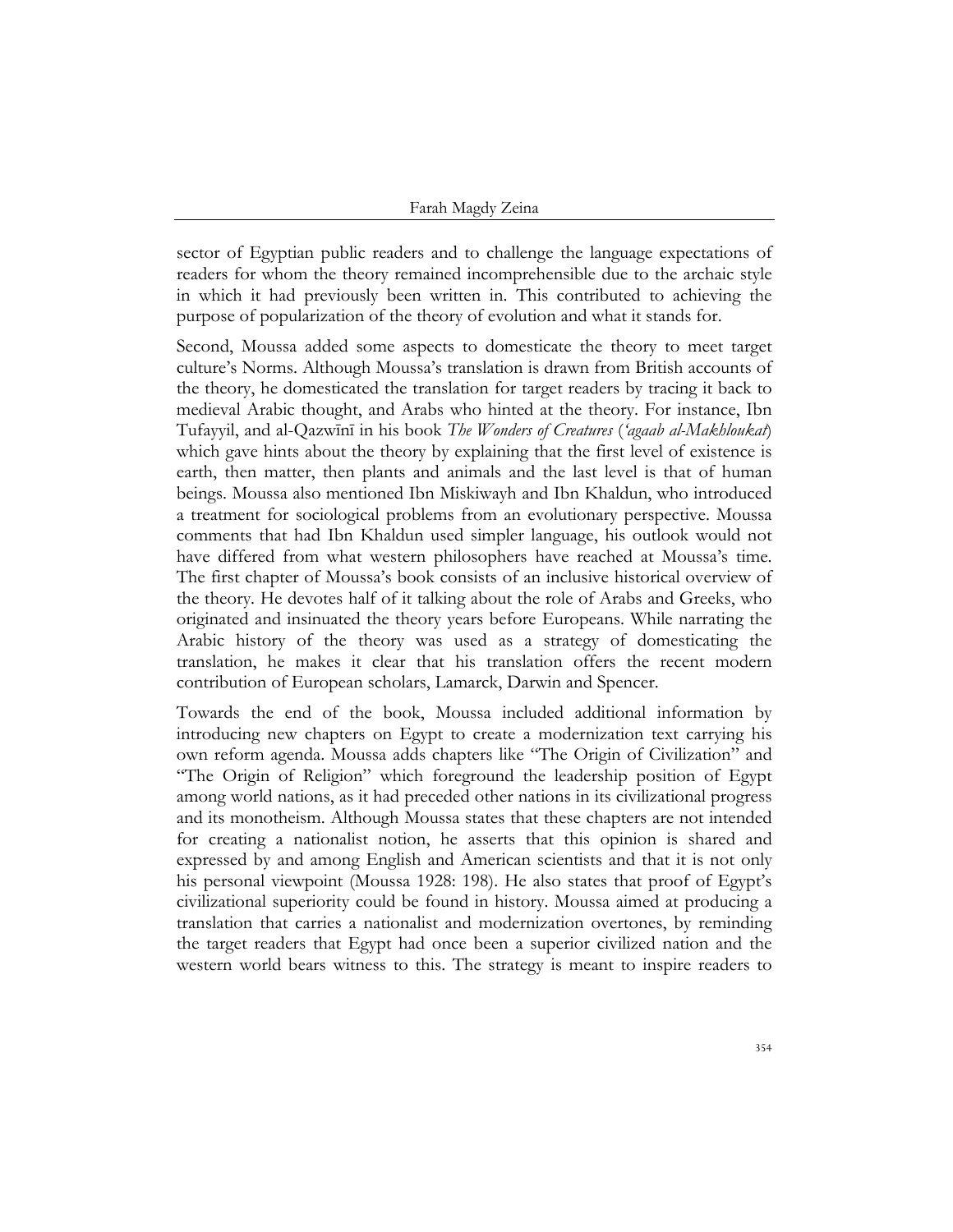sector of Egyptian public readers and to challenge the language expectations of readers for whom the theory remained incomprehensible due to the archaic style in which it had previously been written in. This contributed to achieving the purpose of popularization of the theory of evolution and what it stands for.

Second, Moussa added some aspects to domesticate the theory to meet target culture's Norms. Although Moussa's translation is drawn from British accounts of the theory, he domesticated the translation for target readers by tracing it back to medieval Arabic thought, and Arabs who hinted at the theory. For instance, Ibn Tufayyil, and al-Qazwīnī in his book *The Wonders of Creatures* (*'agaab al-Makhloukat*) which gave hints about the theory by explaining that the first level of existence is earth, then matter, then plants and animals and the last level is that of human beings. Moussa also mentioned Ibn Miskiwayh and Ibn Khaldun, who introduced a treatment for sociological problems from an evolutionary perspective. Moussa comments that had Ibn Khaldun used simpler language, his outlook would not have differed from what western philosophers have reached at Moussa's time. The first chapter of Moussa's book consists of an inclusive historical overview of the theory. He devotes half of it talking about the role of Arabs and Greeks, who originated and insinuated the theory years before Europeans. While narrating the Arabic history of the theory was used as a strategy of domesticating the translation, he makes it clear that his translation offers the recent modern contribution of European scholars, Lamarck, Darwin and Spencer.

Towards the end of the book, Moussa included additional information by introducing new chapters on Egypt to create a modernization text carrying his own reform agenda. Moussa adds chapters like "The Origin of Civilization" and "The Origin of Religion" which foreground the leadership position of Egypt among world nations, as it had preceded other nations in its civilizational progress and its monotheism. Although Moussa states that these chapters are not intended for creating a nationalist notion, he asserts that this opinion is shared and expressed by and among English and American scientists and that it is not only his personal viewpoint (Moussa 1928: 198). He also states that proof of Egypt's civilizational superiority could be found in history. Moussa aimed at producing a translation that carries a nationalist and modernization overtones, by reminding the target readers that Egypt had once been a superior civilized nation and the western world bears witness to this. The strategy is meant to inspire readers to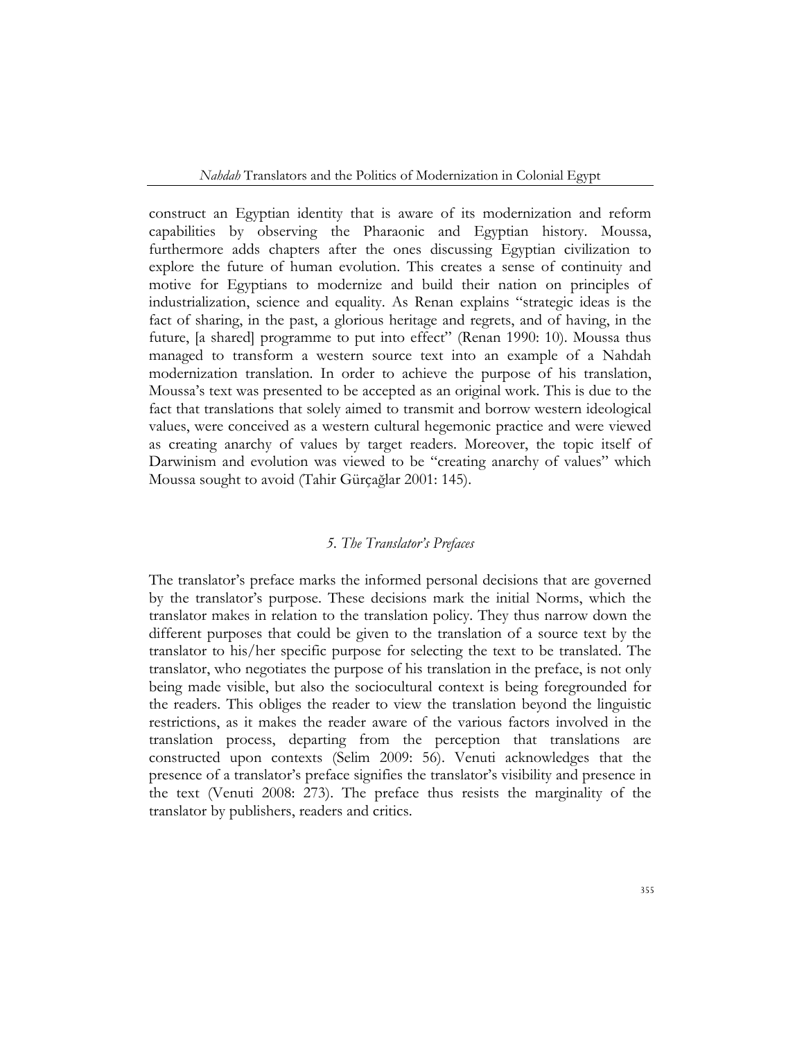construct an Egyptian identity that is aware of its modernization and reform capabilities by observing the Pharaonic and Egyptian history. Moussa, furthermore adds chapters after the ones discussing Egyptian civilization to explore the future of human evolution. This creates a sense of continuity and motive for Egyptians to modernize and build their nation on principles of industrialization, science and equality. As Renan explains "strategic ideas is the fact of sharing, in the past, a glorious heritage and regrets, and of having, in the future, [a shared] programme to put into effect" (Renan 1990: 10). Moussa thus managed to transform a western source text into an example of a Nahdah modernization translation. In order to achieve the purpose of his translation, Moussa's text was presented to be accepted as an original work. This is due to the fact that translations that solely aimed to transmit and borrow western ideological values, were conceived as a western cultural hegemonic practice and were viewed as creating anarchy of values by target readers. Moreover, the topic itself of Darwinism and evolution was viewed to be "creating anarchy of values" which Moussa sought to avoid (Tahir Gürçağlar 2001: 145).

## *5. The Translator's Prefaces*

The translator's preface marks the informed personal decisions that are governed by the translator's purpose. These decisions mark the initial Norms, which the translator makes in relation to the translation policy. They thus narrow down the different purposes that could be given to the translation of a source text by the translator to his/her specific purpose for selecting the text to be translated. The translator, who negotiates the purpose of his translation in the preface, is not only being made visible, but also the sociocultural context is being foregrounded for the readers. This obliges the reader to view the translation beyond the linguistic restrictions, as it makes the reader aware of the various factors involved in the translation process, departing from the perception that translations are constructed upon contexts (Selim 2009: 56). Venuti acknowledges that the presence of a translator's preface signifies the translator's visibility and presence in the text (Venuti 2008: 273). The preface thus resists the marginality of the translator by publishers, readers and critics.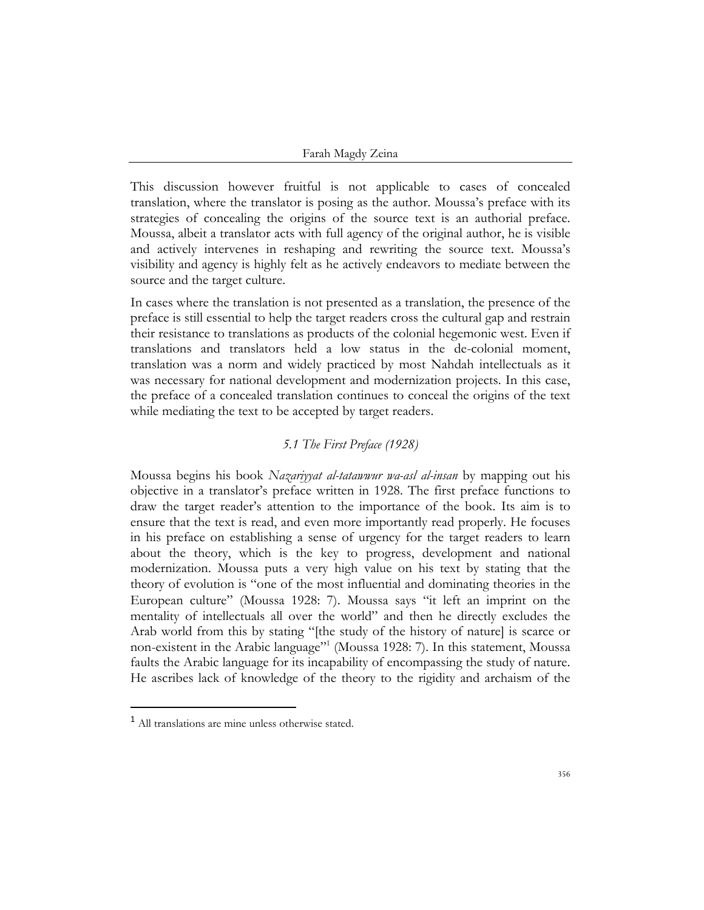This discussion however fruitful is not applicable to cases of concealed translation, where the translator is posing as the author. Moussa's preface with its strategies of concealing the origins of the source text is an authorial preface. Moussa, albeit a translator acts with full agency of the original author, he is visible and actively intervenes in reshaping and rewriting the source text. Moussa's visibility and agency is highly felt as he actively endeavors to mediate between the source and the target culture.

In cases where the translation is not presented as a translation, the presence of the preface is still essential to help the target readers cross the cultural gap and restrain their resistance to translations as products of the colonial hegemonic west. Even if translations and translators held a low status in the de-colonial moment, translation was a norm and widely practiced by most Nahdah intellectuals as it was necessary for national development and modernization projects. In this case, the preface of a concealed translation continues to conceal the origins of the text while mediating the text to be accepted by target readers.

### *5.1 The First Preface (1928)*

Moussa begins his book *Nazariyyat al-tatawwur wa-asl al-insan* by mapping out his objective in a translator's preface written in 1928. The first preface functions to draw the target reader's attention to the importance of the book. Its aim is to ensure that the text is read, and even more importantly read properly. He focuses in his preface on establishing a sense of urgency for the target readers to learn about the theory, which is the key to progress, development and national modernization. Moussa puts a very high value on his text by stating that the theory of evolution is "one of the most influential and dominating theories in the European culture" (Moussa 1928: 7). Moussa says "it left an imprint on the mentality of intellectuals all over the world" and then he directly excludes the Arab world from this by stating "[the study of the history of nature] is scarce or non-existent in the Arabic language"[1] (Moussa 1928: 7). In this statement, Moussa faults the Arabic language for its incapability of encompassing the study of nature. He ascribes lack of knowledge of the theory to the rigidity and archaism of the

[1] All translations are mine unless otherwise stated.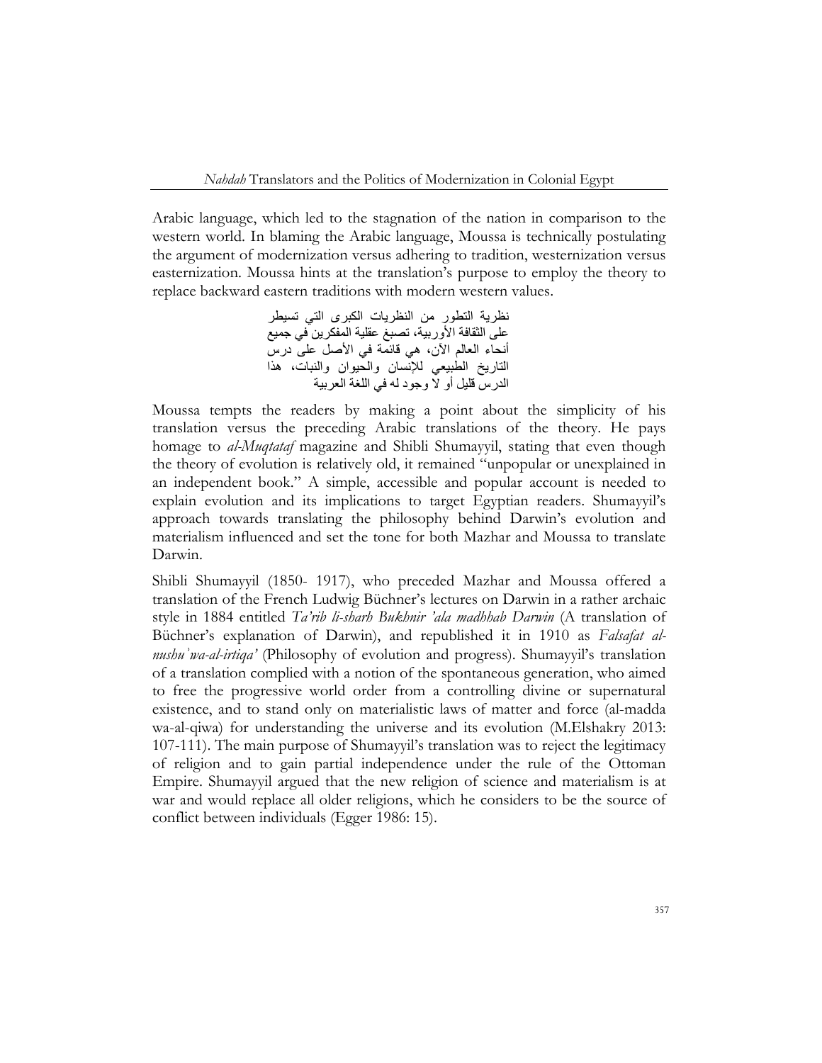Arabic language, which led to the stagnation of the nation in comparison to the western world. In blaming the Arabic language, Moussa is technically postulating the argument of modernization versus adhering to tradition, westernization versus easternization. Moussa hints at the translation's purpose to employ the theory to replace backward eastern traditions with modern western values.

> نظرية التطور من النظريات الكبرى التي تسيطر على الثقافة الأوربية، تصبغ عقلية المفكرين في جميع أنحاء العالم الآن، هي قائمة في الأصل على درس التاريخ الطبيعي للإنسان والحيوان والنبات، هذا الدرس قليل أو لا وجود له في اللغة العربية

Moussa tempts the readers by making a point about the simplicity of his translation versus the preceding Arabic translations of the theory. He pays homage to *al-Muqtataf* magazine and Shibli Shumayyil, stating that even though the theory of evolution is relatively old, it remained "unpopular or unexplained in an independent book." A simple, accessible and popular account is needed to explain evolution and its implications to target Egyptian readers. Shumayyil's approach towards translating the philosophy behind Darwin's evolution and materialism influenced and set the tone for both Mazhar and Moussa to translate Darwin.

Shibli Shumayyil (1850- 1917), who preceded Mazhar and Moussa offered a translation of the French Ludwig Büchner's lectures on Darwin in a rather archaic style in 1884 entitled *Ta'rib li-sharh Bukhnir 'ala madhhab Darwin* (A translation of Büchner's explanation of Darwin), and republished it in 1910 as *Falsafat al-nushu' wa-al-irtiqa'* (Philosophy of evolution and progress). Shumayyil's translation of a translation complied with a notion of the spontaneous generation, who aimed to free the progressive world order from a controlling divine or supernatural existence, and to stand only on materialistic laws of matter and force (al-madda wa-al-qiwa) for understanding the universe and its evolution (M.Elshakry 2013: 107-111). The main purpose of Shumayyil's translation was to reject the legitimacy of religion and to gain partial independence under the rule of the Ottoman Empire. Shumayyil argued that the new religion of science and materialism is at war and would replace all older religions, which he considers to be the source of conflict between individuals (Egger 1986: 15).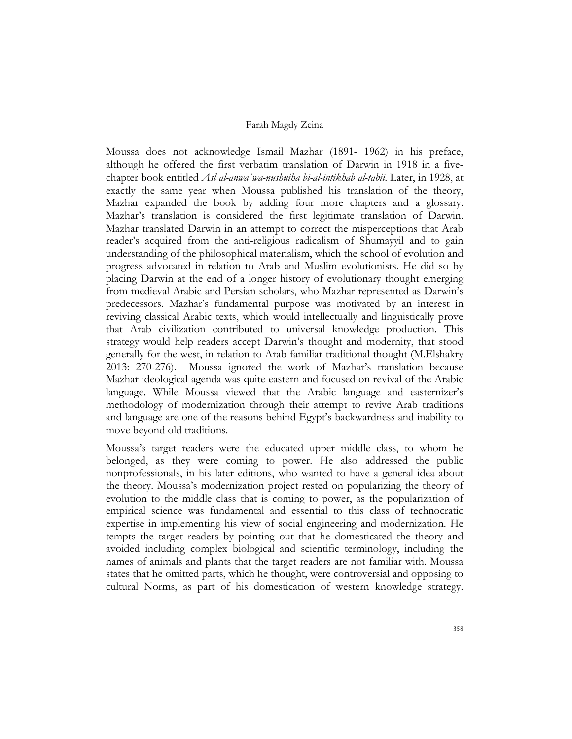Moussa does not acknowledge Ismail Mazhar (1891- 1962) in his preface, although he offered the first verbatim translation of Darwin in 1918 in a five-chapter book entitled *Asl al-anwaʿwa-nushuiha bi-al-intikhab al-tabii*. Later, in 1928, at exactly the same year when Moussa published his translation of the theory, Mazhar expanded the book by adding four more chapters and a glossary. Mazhar's translation is considered the first legitimate translation of Darwin. Mazhar translated Darwin in an attempt to correct the misperceptions that Arab reader's acquired from the anti-religious radicalism of Shumayyil and to gain understanding of the philosophical materialism, which the school of evolution and progress advocated in relation to Arab and Muslim evolutionists. He did so by placing Darwin at the end of a longer history of evolutionary thought emerging from medieval Arabic and Persian scholars, who Mazhar represented as Darwin's predecessors. Mazhar's fundamental purpose was motivated by an interest in reviving classical Arabic texts, which would intellectually and linguistically prove that Arab civilization contributed to universal knowledge production. This strategy would help readers accept Darwin's thought and modernity, that stood generally for the west, in relation to Arab familiar traditional thought (M.Elshakry 2013: 270-276). Moussa ignored the work of Mazhar's translation because Mazhar ideological agenda was quite eastern and focused on revival of the Arabic language. While Moussa viewed that the Arabic language and easternizer's methodology of modernization through their attempt to revive Arab traditions and language are one of the reasons behind Egypt's backwardness and inability to move beyond old traditions.

Moussa's target readers were the educated upper middle class, to whom he belonged, as they were coming to power. He also addressed the public nonprofessionals, in his later editions, who wanted to have a general idea about the theory. Moussa's modernization project rested on popularizing the theory of evolution to the middle class that is coming to power, as the popularization of empirical science was fundamental and essential to this class of technocratic expertise in implementing his view of social engineering and modernization. He tempts the target readers by pointing out that he domesticated the theory and avoided including complex biological and scientific terminology, including the names of animals and plants that the target readers are not familiar with. Moussa states that he omitted parts, which he thought, were controversial and opposing to cultural Norms, as part of his domestication of western knowledge strategy.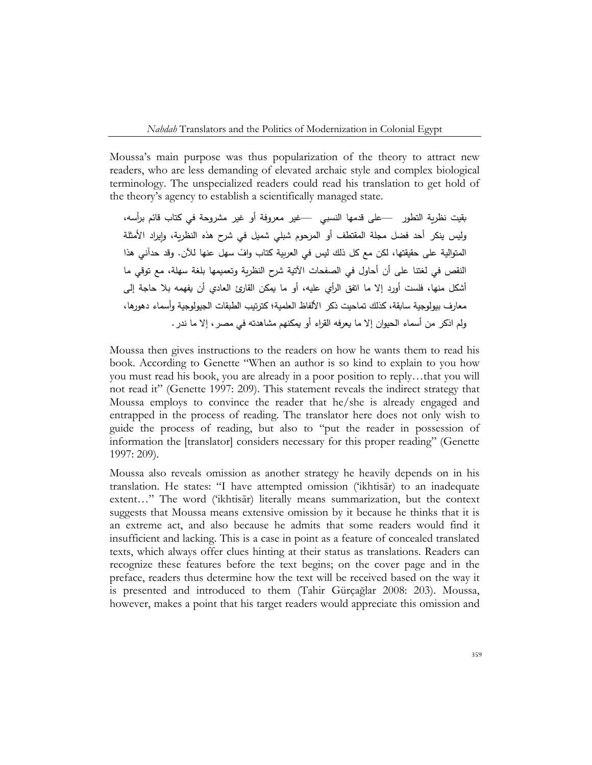Moussa's main purpose was thus popularization of the theory to attract new readers, who are less demanding of elevated archaic style and complex biological terminology. The unspecialized readers could read his translation to get hold of the theory's agency to establish a scientifically managed state.

بقيت نظرية التطور —على قدمها النسبي —غير معروفة أو غير مشروحة في كتاب قائم برأسه، وليس ينكر أحد فضل مجلة المقتطف أو المرحوم شبلي شميل في شرح هذه النظرية، وإيراد الأمثلة المتوالية على حقيقتها، لكن مع كل ذلك ليس في العربية كتاب وافٍ سهل عنها للآن. وقد حدآني هذا النقص في لغتنا على أن أحاول في الصفحات الآتية شرح النظرية وتعميمها بلغة سهلة، مع توقي ما أشكل منها، فلست أورد إلا ما اتفق الرأي عليه، أو ما يمكن القارئ العادي أن يفهمه بلا حاجة إلى معارف بيولوجية سابقة، كذلك تماحيت ذكر الألفاظ العلمية؛ كترتيب الطبقات الجيولوجية وأسماء دهورها، ولم اذكر من أسماء الحيوان إلا ما يعرفه القراء أو يمكنهم مشاهدته في مصر، إلا ما ندر.

Moussa then gives instructions to the readers on how he wants them to read his book. According to Genette "When an author is so kind to explain to you how you must read his book, you are already in a poor position to reply…that you will not read it" (Genette 1997: 209). This statement reveals the indirect strategy that Moussa employs to convince the reader that he/she is already engaged and entrapped in the process of reading. The translator here does not only wish to guide the process of reading, but also to "put the reader in possession of information the [translator] considers necessary for this proper reading" (Genette 1997: 209).

Moussa also reveals omission as another strategy he heavily depends on in his translation. He states: "I have attempted omission ('ikhtisār) to an inadequate extent…" The word ('ikhtisār) literally means summarization, but the context suggests that Moussa means extensive omission by it because he thinks that it is an extreme act, and also because he admits that some readers would find it insufficient and lacking. This is a case in point as a feature of concealed translated texts, which always offer clues hinting at their status as translations. Readers can recognize these features before the text begins; on the cover page and in the preface, readers thus determine how the text will be received based on the way it is presented and introduced to them (Tahir Gürçağlar 2008: 203). Moussa, however, makes a point that his target readers would appreciate this omission and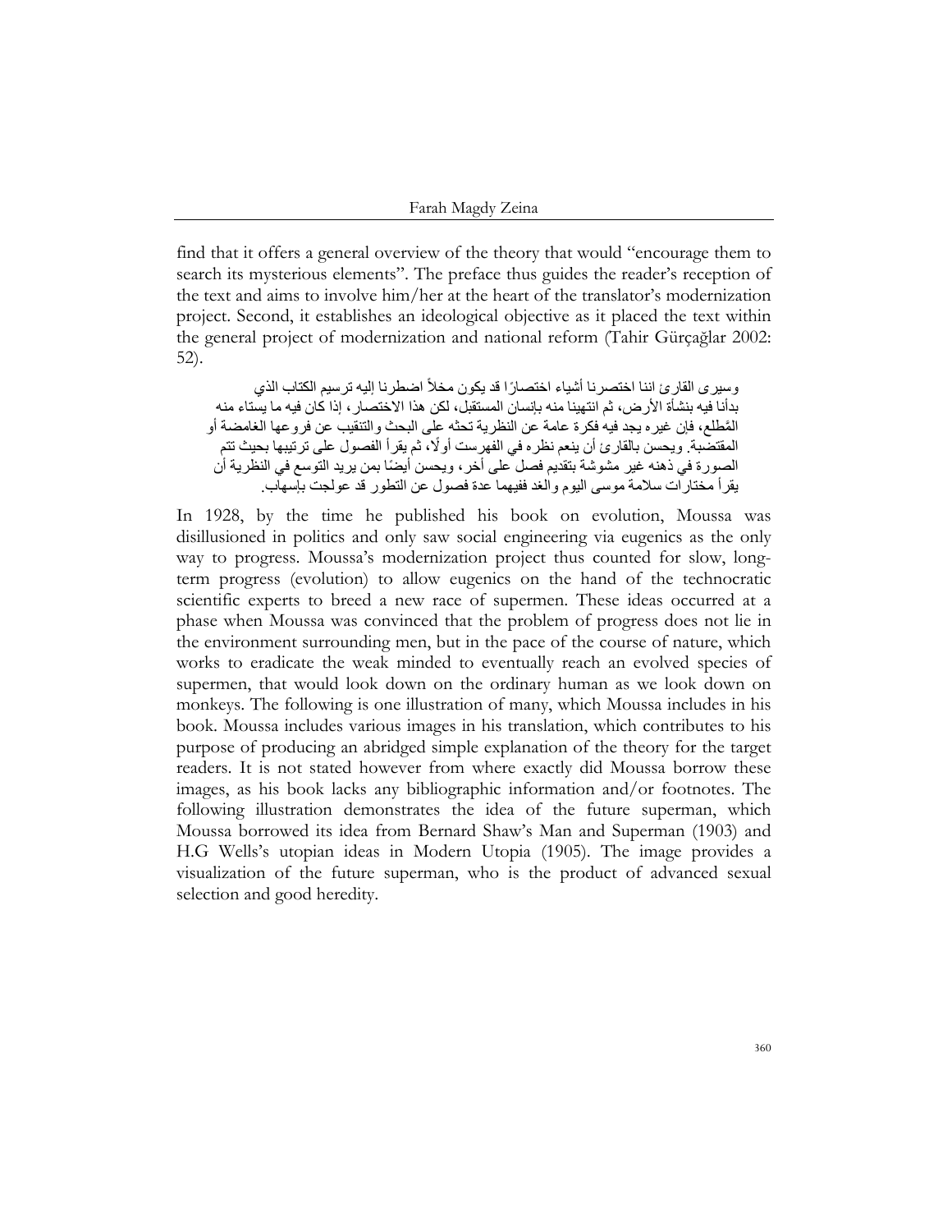find that it offers a general overview of the theory that would "encourage them to search its mysterious elements". The preface thus guides the reader's reception of the text and aims to involve him/her at the heart of the translator's modernization project. Second, it establishes an ideological objective as it placed the text within the general project of modernization and national reform (Tahir Gürçağlar 2002: 52).

> وسيرى القارئ اننا اختصرنا أشياء اختصارًا قد يكون مخلاً اضطرنا إليه ترسيم الكتاب الذي بدأنا فيه بنشأة الأرض، ثم انتهينا منه بإنسان المستقبل، لكن هذا الاختصار، إذا كان فيه ما يستاء منه المَطلع، فإن غيره يجد فيه فكرة عامة عن النظرية تحثه على البحث والتنقيب عن فروعها الغامضة أو المقتضبة. ويحسن بالقارئ أن ينعم نظره في الفهرست أولًا، ثم يقرأ الفصول على ترتيبها بحيث تتم الصورة في ذهنه غير مشوشة بتقديم فصل على آخر، ويحسن أيضًا بمن يريد التوسع في النظرية أن يقرأ مختارات سلامة موسى اليوم والغد ففيهما عدة فصول عن التطور قد عولجت بإسهاب.

In 1928, by the time he published his book on evolution, Moussa was disillusioned in politics and only saw social engineering via eugenics as the only way to progress. Moussa's modernization project thus counted for slow, long-term progress (evolution) to allow eugenics on the hand of the technocratic scientific experts to breed a new race of supermen. These ideas occurred at a phase when Moussa was convinced that the problem of progress does not lie in the environment surrounding men, but in the pace of the course of nature, which works to eradicate the weak minded to eventually reach an evolved species of supermen, that would look down on the ordinary human as we look down on monkeys. The following is one illustration of many, which Moussa includes in his book. Moussa includes various images in his translation, which contributes to his purpose of producing an abridged simple explanation of the theory for the target readers. It is not stated however from where exactly did Moussa borrow these images, as his book lacks any bibliographic information and/or footnotes. The following illustration demonstrates the idea of the future superman, which Moussa borrowed its idea from Bernard Shaw's Man and Superman (1903) and H.G Wells's utopian ideas in Modern Utopia (1905). The image provides a visualization of the future superman, who is the product of advanced sexual selection and good heredity.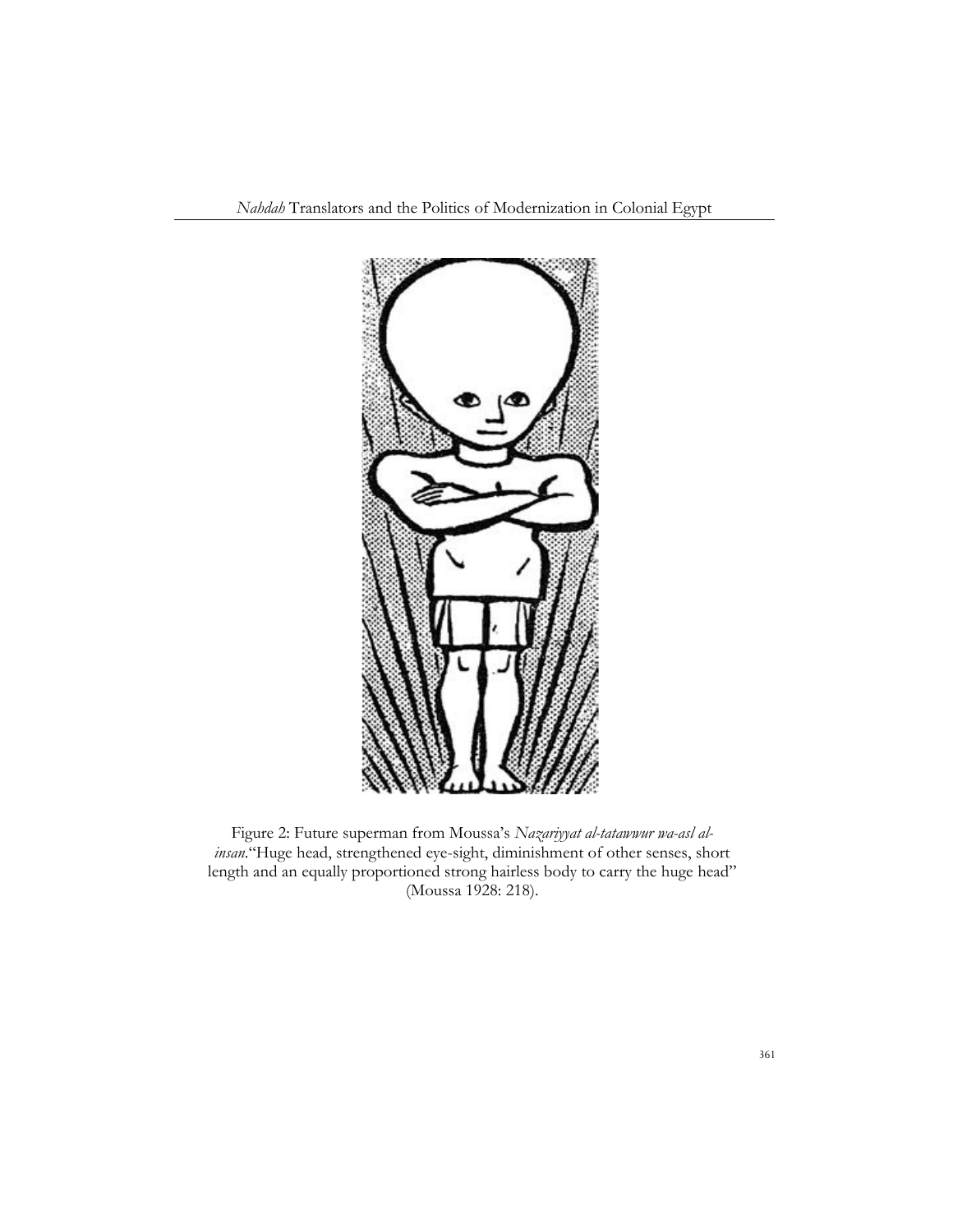Figure 2: Future superman from Moussa's *Nazariyyat al-tatawwur wa-asl al-insan.*"Huge head, strengthened eye-sight, diminishment of other senses, short length and an equally proportioned strong hairless body to carry the huge head" (Moussa 1928: 218).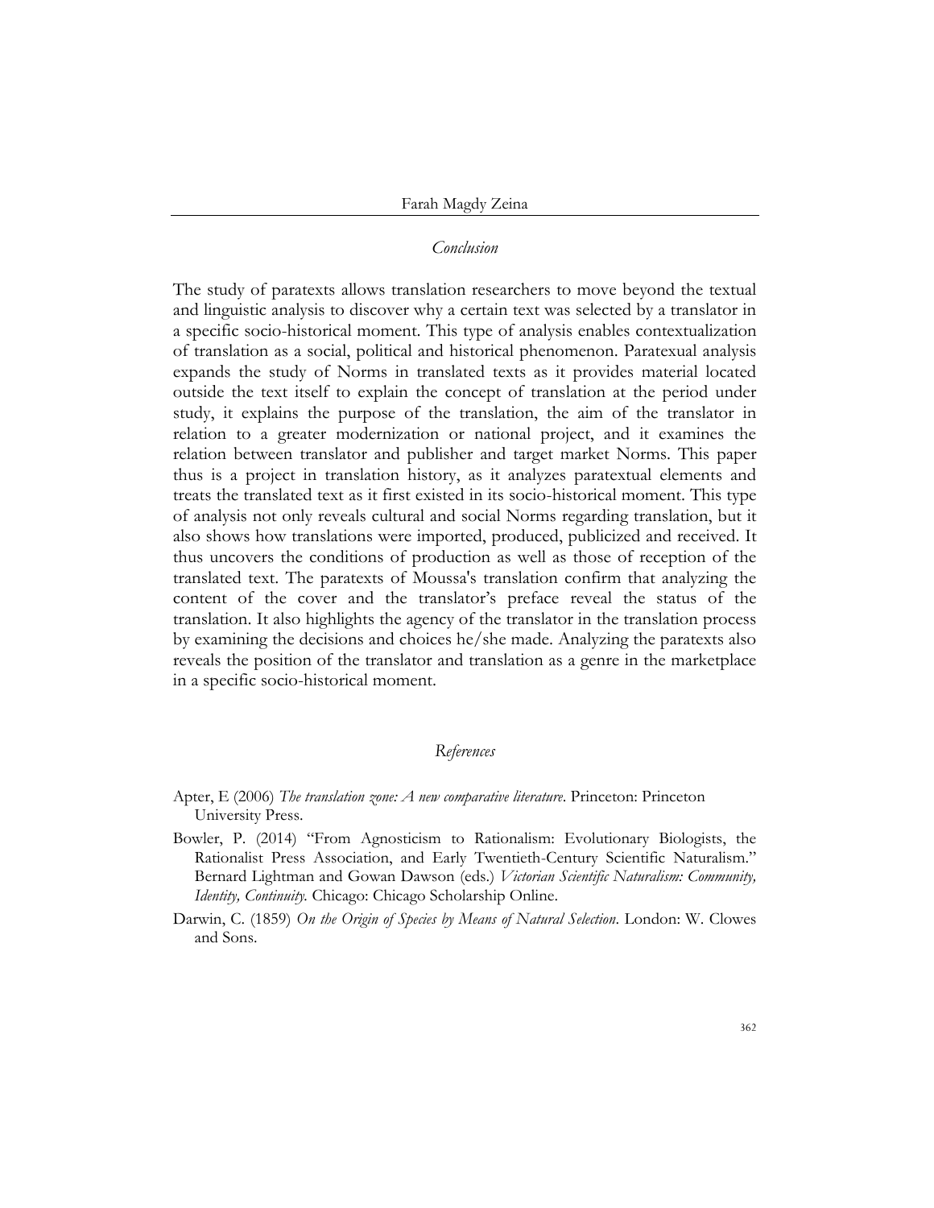## *Conclusion*

The study of paratexts allows translation researchers to move beyond the textual and linguistic analysis to discover why a certain text was selected by a translator in a specific socio-historical moment. This type of analysis enables contextualization of translation as a social, political and historical phenomenon. Paratexual analysis expands the study of Norms in translated texts as it provides material located outside the text itself to explain the concept of translation at the period under study, it explains the purpose of the translation, the aim of the translator in relation to a greater modernization or national project, and it examines the relation between translator and publisher and target market Norms. This paper thus is a project in translation history, as it analyzes paratextual elements and treats the translated text as it first existed in its socio-historical moment. This type of analysis not only reveals cultural and social Norms regarding translation, but it also shows how translations were imported, produced, publicized and received. It thus uncovers the conditions of production as well as those of reception of the translated text. The paratexts of Moussa's translation confirm that analyzing the content of the cover and the translator's preface reveal the status of the translation. It also highlights the agency of the translator in the translation process by examining the decisions and choices he/she made. Analyzing the paratexts also reveals the position of the translator and translation as a genre in the marketplace in a specific socio-historical moment.

## *References*

Apter, E (2006) *The translation zone: A new comparative literature*. Princeton: Princeton University Press.

Bowler, P. (2014) "From Agnosticism to Rationalism: Evolutionary Biologists, the Rationalist Press Association, and Early Twentieth-Century Scientific Naturalism." Bernard Lightman and Gowan Dawson (eds.) *Victorian Scientific Naturalism: Community, Identity, Continuity.* Chicago: Chicago Scholarship Online.

Darwin, C. (1859) *On the Origin of Species by Means of Natural Selection*. London: W. Clowes and Sons.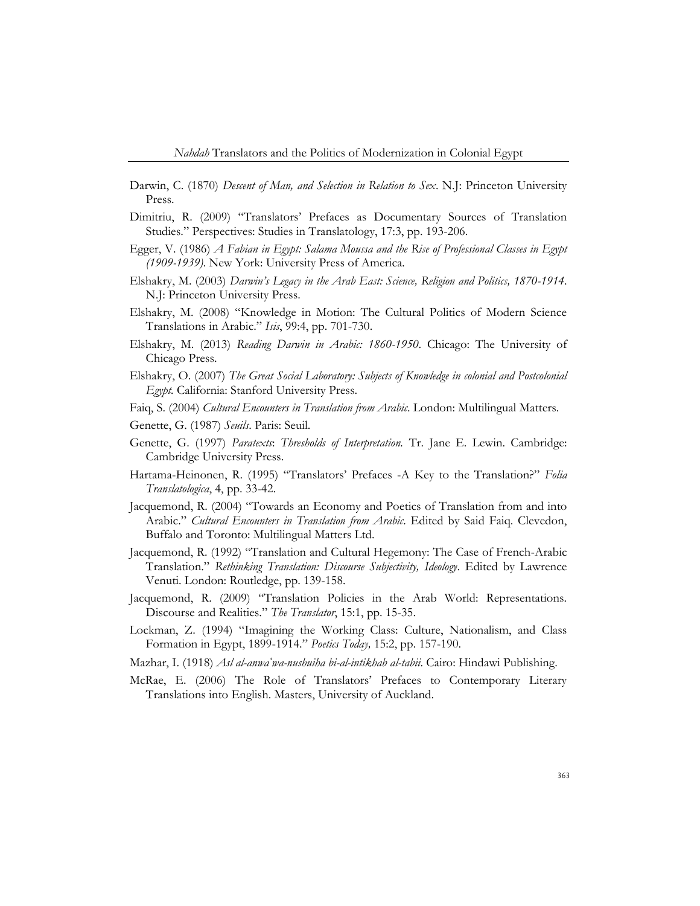Darwin, C. (1870) *Descent of Man, and Selection in Relation to Sex*. N.J: Princeton University Press.

Dimitriu, R. (2009) "Translators' Prefaces as Documentary Sources of Translation Studies." Perspectives: Studies in Translatology, 17:3, pp. 193-206.

Egger, V. (1986) *A Fabian in Egypt: Salama Moussa and the Rise of Professional Classes in Egypt (1909-1939)*. New York: University Press of America.

Elshakry, M. (2003) *Darwin's Legacy in the Arab East: Science, Religion and Politics, 1870-1914*. N.J: Princeton University Press.

Elshakry, M. (2008) "Knowledge in Motion: The Cultural Politics of Modern Science Translations in Arabic." *Isis*, 99:4, pp. 701-730.

Elshakry, M. (2013) *Reading Darwin in Arabic: 1860-1950*. Chicago: The University of Chicago Press.

Elshakry, O. (2007) *The Great Social Laboratory: Subjects of Knowledge in colonial and Postcolonial Egypt.* California: Stanford University Press.

Faiq, S. (2004) *Cultural Encounters in Translation from Arabic*. London: Multilingual Matters.

Genette, G. (1987) *Seuils*. Paris: Seuil.

Genette, G. (1997) *Paratexts*: *Thresholds of Interpretation.* Tr. Jane E. Lewin. Cambridge: Cambridge University Press.

Hartama-Heinonen, R. (1995) "Translators' Prefaces -A Key to the Translation?" *Folia Translatologica*, 4, pp. 33-42.

Jacquemond, R. (2004) "Towards an Economy and Poetics of Translation from and into Arabic." *Cultural Encounters in Translation from Arabic*. Edited by Said Faiq. Clevedon, Buffalo and Toronto: Multilingual Matters Ltd.

Jacquemond, R. (1992) "Translation and Cultural Hegemony: The Case of French-Arabic Translation." *Rethinking Translation: Discourse Subjectivity, Ideology*. Edited by Lawrence Venuti. London: Routledge, pp. 139-158.

Jacquemond, R. (2009) "Translation Policies in the Arab World: Representations. Discourse and Realities." *The Translator*, 15:1, pp. 15-35.

Lockman, Z. (1994) "Imagining the Working Class: Culture, Nationalism, and Class Formation in Egypt, 1899-1914." *Poetics Today,* 15:2, pp. 157-190.

Mazhar, I. (1918) *Asl al-anwa'wa-nushuiha bi-al-intikhab al-tabii*. Cairo: Hindawi Publishing.

McRae, E. (2006) The Role of Translators' Prefaces to Contemporary Literary Translations into English. Masters, University of Auckland.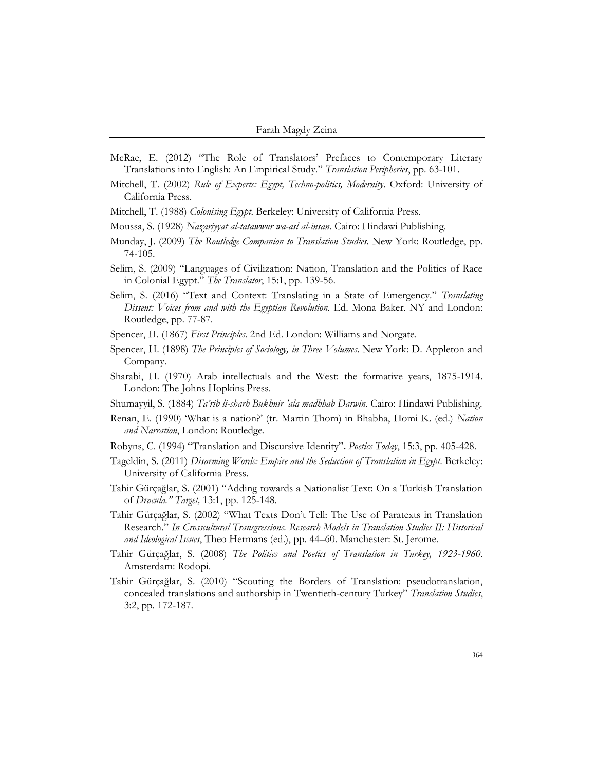McRae, E. (2012) "The Role of Translators' Prefaces to Contemporary Literary Translations into English: An Empirical Study." *Translation Peripheries*, pp. 63-101.

Mitchell, T. (2002) *Rule of Experts: Egypt, Techno-politics, Modernity*. Oxford: University of California Press.

Mitchell, T. (1988) *Colonising Egypt*. Berkeley: University of California Press.

Moussa, S. (1928) *Nazariyyat al-tatawwur wa-asl al-insan.* Cairo: Hindawi Publishing.

Munday, J. (2009) *The Routledge Companion to Translation Studies.* New York: Routledge, pp. 74-105.

Selim, S. (2009) "Languages of Civilization: Nation, Translation and the Politics of Race in Colonial Egypt." *The Translator*, 15:1, pp. 139-56.

Selim, S. (2016) "Text and Context: Translating in a State of Emergency." *Translating Dissent: Voices from and with the Egyptian Revolution.* Ed. Mona Baker. NY and London: Routledge, pp. 77-87.

Spencer, H. (1867) *First Principles*. 2nd Ed. London: Williams and Norgate.

Spencer, H. (1898) *The Principles of Sociology, in Three Volumes*. New York: D. Appleton and Company.

Sharabi, H. (1970) Arab intellectuals and the West: the formative years, 1875-1914. London: The Johns Hopkins Press.

Shumayyil, S. (1884) *Ta'rib li-sharh Bukhnir 'ala madhhab Darwin.* Cairo: Hindawi Publishing.

Renan, E. (1990) 'What is a nation?' (tr. Martin Thom) in Bhabha, Homi K. (ed.) *Nation and Narration*, London: Routledge.

Robyns, C. (1994) "Translation and Discursive Identity". *Poetics Today*, 15:3, pp. 405-428.

Tageldin, S. (2011) *Disarming Words: Empire and the Seduction of Translation in Egypt*. Berkeley: University of California Press.

Tahir Gürçağlar, S. (2001) "Adding towards a Nationalist Text: On a Turkish Translation of *Dracula." Target,* 13:1, pp. 125-148.

Tahir Gürçağlar, S. (2002) "What Texts Don't Tell: The Use of Paratexts in Translation Research." *In Crosscultural Transgressions. Research Models in Translation Studies II: Historical and Ideological Issues*, Theo Hermans (ed.), pp. 44–60. Manchester: St. Jerome.

Tahir Gürçağlar, S. (2008) *The Politics and Poetics of Translation in Turkey, 1923-1960.* Amsterdam: Rodopi.

Tahir Gürçağlar, S. (2010) "Scouting the Borders of Translation: pseudotranslation, concealed translations and authorship in Twentieth-century Turkey" *Translation Studies*, 3:2, pp. 172-187.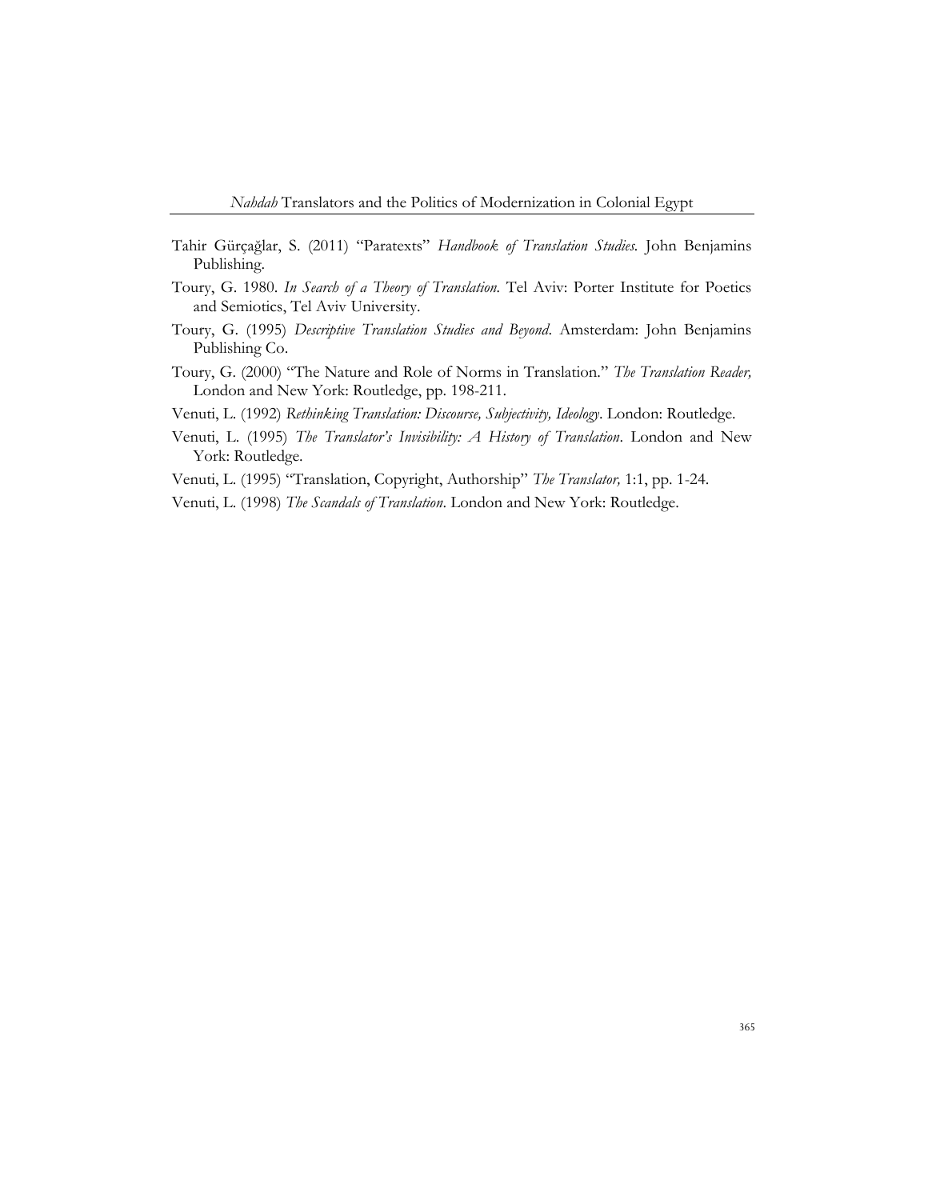Tahir Gürçağlar, S. (2011) "Paratexts" *Handbook of Translation Studies.* John Benjamins Publishing.

Toury, G. 1980. *In Search of a Theory of Translation.* Tel Aviv: Porter Institute for Poetics and Semiotics, Tel Aviv University.

Toury, G. (1995) *Descriptive Translation Studies and Beyond.* Amsterdam: John Benjamins Publishing Co.

Toury, G. (2000) "The Nature and Role of Norms in Translation." *The Translation Reader,* London and New York: Routledge, pp. 198-211.

Venuti, L. (1992) *Rethinking Translation: Discourse, Subjectivity, Ideology*. London: Routledge.

Venuti, L. (1995) *The Translator's Invisibility: A History of Translation*. London and New York: Routledge.

Venuti, L. (1995) "Translation, Copyright, Authorship" *The Translator,* 1:1, pp. 1-24.

Venuti, L. (1998) *The Scandals of Translation*. London and New York: Routledge.